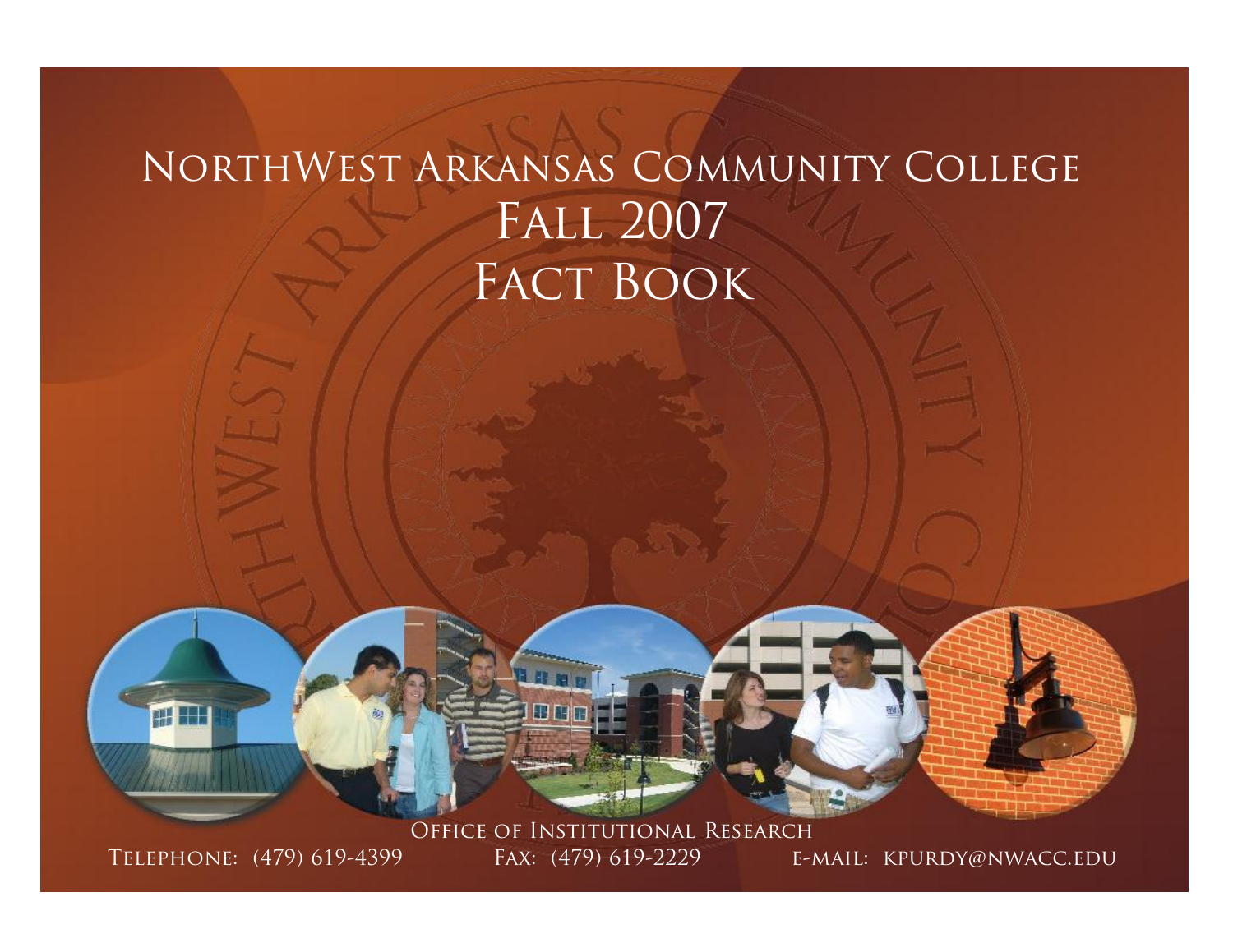# NorthWest Arkansas Community College
# Fall 2007
# Fact Book

Office of Institutional Research

Telephone: (479) 619-4399 Fax: (479) 619-2229 e-mail: kpurdy@nwacc.edu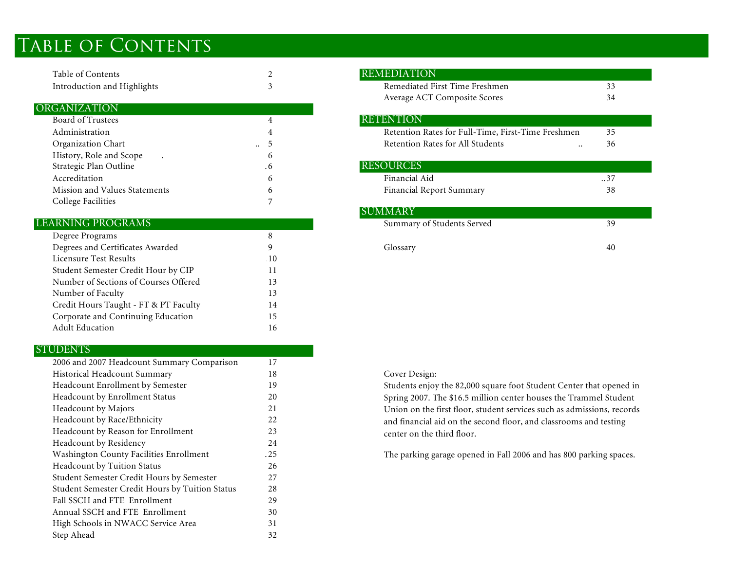# Table of Contents

| | |
|---|---|
| Table of Contents | 2 |
| Introduction and Highlights | 3 |

## ORGANIZATION

| | |
|---|---|
| Board of Trustees | 4 |
| Administration | 4 |
| Organization Chart | 5 |
| History, Role and Scope | 6 |
| Strategic Plan Outline | 6 |
| Accreditation | 6 |
| Mission and Values Statements | 6 |
| College Facilities | 7 |

## LEARNING PROGRAMS

| | |
|---|---|
| Degree Programs | 8 |
| Degrees and Certificates Awarded | 9 |
| Licensure Test Results | 10 |
| Student Semester Credit Hour by CIP | 11 |
| Number of Sections of Courses Offered | 13 |
| Number of Faculty | 13 |
| Credit Hours Taught - FT & PT Faculty | 14 |
| Corporate and Continuing Education | 15 |
| Adult Education | 16 |

## STUDENTS

| | |
|---|---|
| 2006 and 2007 Headcount Summary Comparison | 17 |
| Historical Headcount Summary | 18 |
| Headcount Enrollment by Semester | 19 |
| Headcount by Enrollment Status | 20 |
| Headcount by Majors | 21 |
| Headcount by Race/Ethnicity | 22 |
| Headcount by Reason for Enrollment | 23 |
| Headcount by Residency | 24 |
| Washington County Facilities Enrollment | 25 |
| Headcount by Tuition Status | 26 |
| Student Semester Credit Hours by Semester | 27 |
| Student Semester Credit Hours by Tuition Status | 28 |
| Fall SSCH and FTE Enrollment | 29 |
| Annual SSCH and FTE Enrollment | 30 |
| High Schools in NWACC Service Area | 31 |
| Step Ahead | 32 |

## REMEDIATION

| | |
|---|---|
| Remediated First Time Freshmen | 33 |
| Average ACT Composite Scores | 34 |

## RETENTION

| | |
|---|---|
| Retention Rates for Full-Time, First-Time Freshmen | 35 |
| Retention Rates for All Students | 36 |

## RESOURCES

| | |
|---|---|
| Financial Aid | 37 |
| Financial Report Summary | 38 |

## SUMMARY

| | |
|---|---|
| Summary of Students Served | 39 |
| Glossary | 40 |

Cover Design:
Students enjoy the 82,000 square foot Student Center that opened in Spring 2007. The $16.5 million center houses the Trammel Student Union on the first floor, student services such as admissions, records and financial aid on the second floor, and classrooms and testing center on the third floor.

The parking garage opened in Fall 2006 and has 800 parking spaces.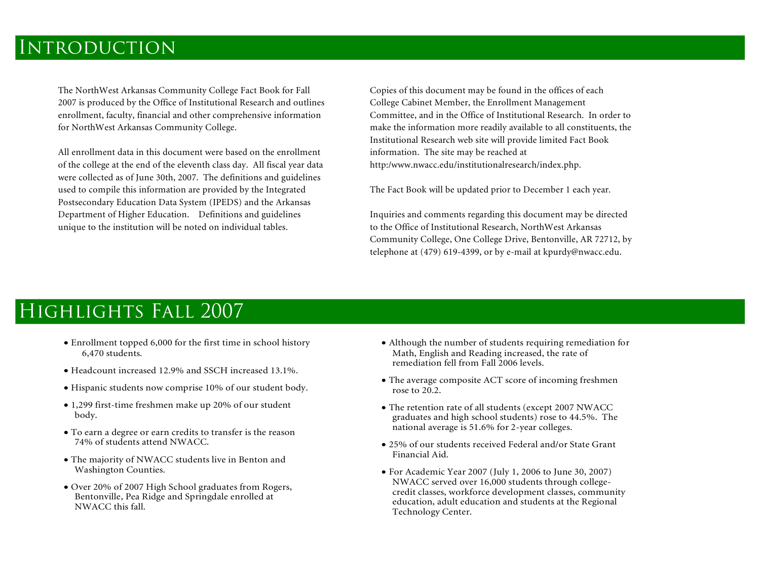# Introduction

The NorthWest Arkansas Community College Fact Book for Fall 2007 is produced by the Office of Institutional Research and outlines enrollment, faculty, financial and other comprehensive information for NorthWest Arkansas Community College.

All enrollment data in this document were based on the enrollment of the college at the end of the eleventh class day. All fiscal year data were collected as of June 30th, 2007. The definitions and guidelines used to compile this information are provided by the Integrated Postsecondary Education Data System (IPEDS) and the Arkansas Department of Higher Education. Definitions and guidelines unique to the institution will be noted on individual tables.

Copies of this document may be found in the offices of each College Cabinet Member, the Enrollment Management Committee, and in the Office of Institutional Research. In order to make the information more readily available to all constituents, the Institutional Research web site will provide limited Fact Book information. The site may be reached at http:/www.nwacc.edu/institutionalresearch/index.php.

The Fact Book will be updated prior to December 1 each year.

Inquiries and comments regarding this document may be directed to the Office of Institutional Research, NorthWest Arkansas Community College, One College Drive, Bentonville, AR 72712, by telephone at (479) 619-4399, or by e-mail at kpurdy@nwacc.edu.

# Highlights Fall 2007

- Enrollment topped 6,000 for the first time in school history 6,470 students.
- Headcount increased 12.9% and SSCH increased 13.1%.
- Hispanic students now comprise 10% of our student body.
- 1,299 first-time freshmen make up 20% of our student body.
- To earn a degree or earn credits to transfer is the reason 74% of students attend NWACC.
- The majority of NWACC students live in Benton and Washington Counties.
- Over 20% of 2007 High School graduates from Rogers, Bentonville, Pea Ridge and Springdale enrolled at NWACC this fall.
- Although the number of students requiring remediation for Math, English and Reading increased, the rate of remediation fell from Fall 2006 levels.
- The average composite ACT score of incoming freshmen rose to 20.2.
- The retention rate of all students (except 2007 NWACC graduates and high school students) rose to 44.5%. The national average is 51.6% for 2-year colleges.
- 25% of our students received Federal and/or State Grant Financial Aid.
- For Academic Year 2007 (July 1, 2006 to June 30, 2007) NWACC served over 16,000 students through college-credit classes, workforce development classes, community education, adult education and students at the Regional Technology Center.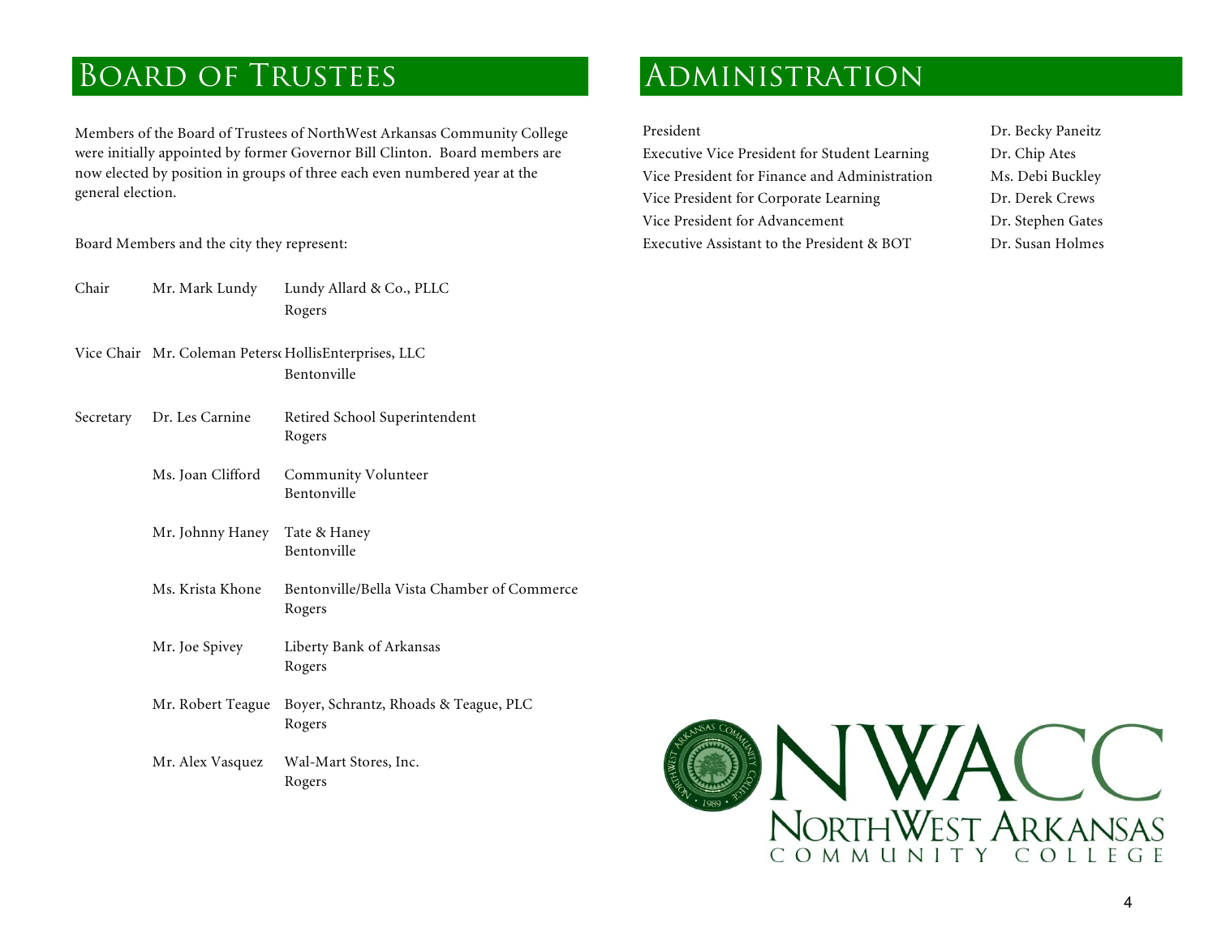# Board of Trustees

Members of the Board of Trustees of NorthWest Arkansas Community College were initially appointed by former Governor Bill Clinton. Board members are now elected by position in groups of three each even numbered year at the general election.

Board Members and the city they represent:

| | | |
|---|---|---|
| Chair | Mr. Mark Lundy | Lundy Allard & Co., PLLC<br>Rogers |
| Vice Chair | Mr. Coleman Peterso | HollisEnterprises, LLC<br>Bentonville |
| Secretary | Dr. Les Carnine | Retired School Superintendent<br>Rogers |
| | Ms. Joan Clifford | Community Volunteer<br>Bentonville |
| | Mr. Johnny Haney | Tate & Haney<br>Bentonville |
| | Ms. Krista Khone | Bentonville/Bella Vista Chamber of Commerce<br>Rogers |
| | Mr. Joe Spivey | Liberty Bank of Arkansas<br>Rogers |
| | Mr. Robert Teague | Boyer, Schrantz, Rhoads & Teague, PLC<br>Rogers |
| | Mr. Alex Vasquez | Wal-Mart Stores, Inc.<br>Rogers |

# Administration

| | |
|---|---|
| President | Dr. Becky Paneitz |
| Executive Vice President for Student Learning | Dr. Chip Ates |
| Vice President for Finance and Administration | Ms. Debi Buckley |
| Vice President for Corporate Learning | Dr. Derek Crews |
| Vice President for Advancement | Dr. Stephen Gates |
| Executive Assistant to the President & BOT | Dr. Susan Holmes |

NWACC
NORTHWEST ARKANSAS COMMUNITY COLLEGE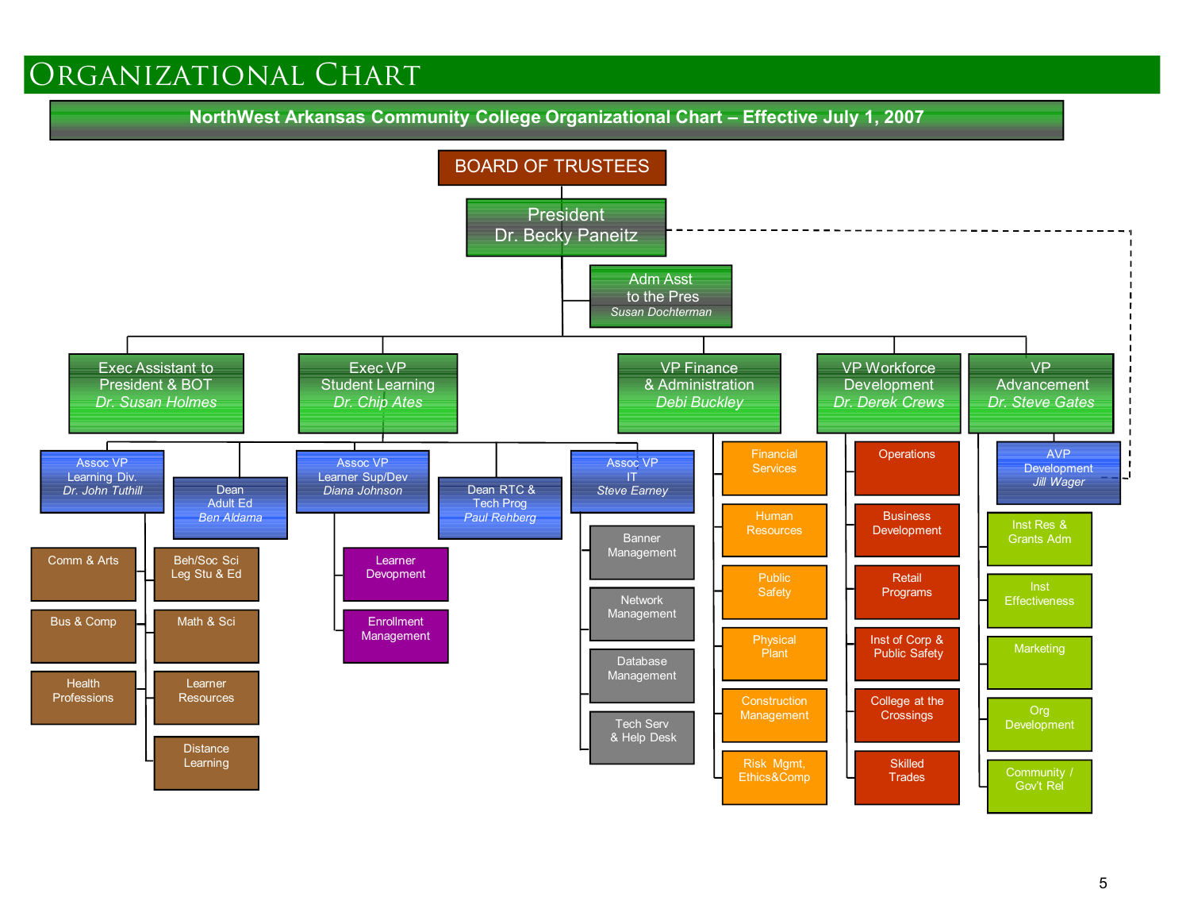# ORGANIZATIONAL CHART

**NorthWest Arkansas Community College Organizational Chart – Effective July 1, 2007**

- **BOARD OF TRUSTEES**
  - **President** – Dr. Becky Paneitz
    - Adm Asst to the Pres – *Susan Dochterman*
    - Exec Assistant to President & BOT – *Dr. Susan Holmes*
    - Exec VP Student Learning – *Dr. Chip Ates*
      - Assoc VP Learning Div. – *Dr. John Tuthill*
        - Comm & Arts
        - Bus & Comp
        - Health Professions
        - Beh/Soc Sci Leg Stu & Ed
        - Math & Sci
        - Learner Resources
        - Distance Learning
      - Dean Adult Ed – *Ben Aldama*
      - Assoc VP Learner Sup/Dev – *Diana Johnson*
        - Learner Devopment
        - Enrollment Management
      - Dean RTC & Tech Prog – *Paul Rehberg*
      - Assoc VP IT – *Steve Earney*
        - Banner Management
        - Network Management
        - Database Management
        - Tech Serv & Help Desk
    - VP Finance & Administration – *Debi Buckley*
      - Financial Services
      - Human Resources
      - Public Safety
      - Physical Plant
      - Construction Management
      - Risk Mgmt, Ethics&Comp
    - VP Workforce Development – *Dr. Derek Crews*
      - Operations
      - Business Development
      - Retail Programs
      - Inst of Corp & Public Safety
      - College at the Crossings
      - Skilled Trades
    - VP Advancement – *Dr. Steve Gates*
      - AVP Development – *Jill Wager* (dotted line to President)
      - Inst Res & Grants Adm
      - Inst Effectiveness
      - Marketing
      - Org Development
      - Community / Gov't Rel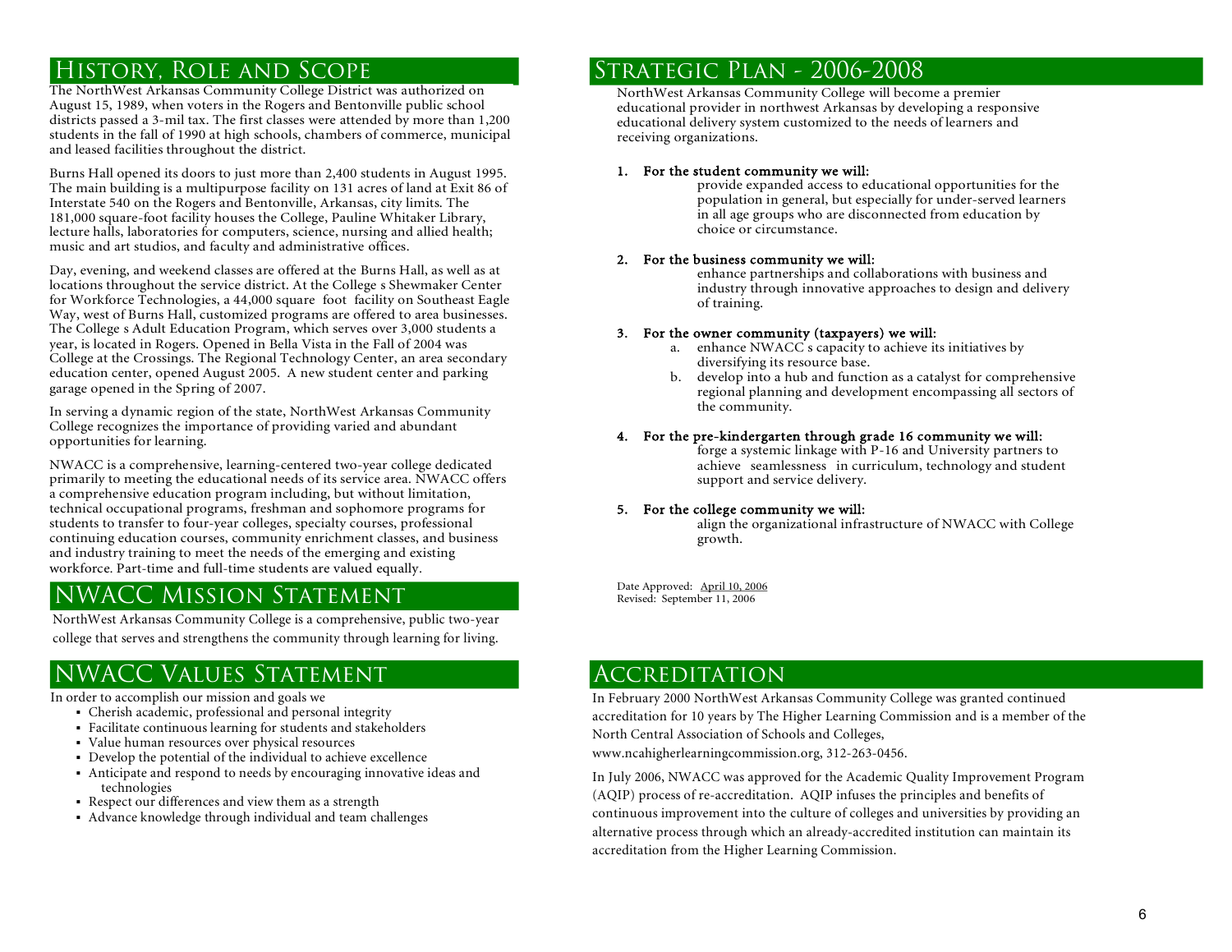## History, Role and Scope

The NorthWest Arkansas Community College District was authorized on August 15, 1989, when voters in the Rogers and Bentonville public school districts passed a 3-mil tax. The first classes were attended by more than 1,200 students in the fall of 1990 at high schools, chambers of commerce, municipal and leased facilities throughout the district.

Burns Hall opened its doors to just more than 2,400 students in August 1995. The main building is a multipurpose facility on 131 acres of land at Exit 86 of Interstate 540 on the Rogers and Bentonville, Arkansas, city limits. The 181,000 square-foot facility houses the College, Pauline Whitaker Library, lecture halls, laboratories for computers, science, nursing and allied health; music and art studios, and faculty and administrative offices.

Day, evening, and weekend classes are offered at the Burns Hall, as well as at locations throughout the service district. At the College s Shewmaker Center for Workforce Technologies, a 44,000 square foot facility on Southeast Eagle Way, west of Burns Hall, customized programs are offered to area businesses. The College s Adult Education Program, which serves over 3,000 students a year, is located in Rogers. Opened in Bella Vista in the Fall of 2004 was College at the Crossings. The Regional Technology Center, an area secondary education center, opened August 2005. A new student center and parking garage opened in the Spring of 2007.

In serving a dynamic region of the state, NorthWest Arkansas Community College recognizes the importance of providing varied and abundant opportunities for learning.

NWACC is a comprehensive, learning-centered two-year college dedicated primarily to meeting the educational needs of its service area. NWACC offers a comprehensive education program including, but without limitation, technical occupational programs, freshman and sophomore programs for students to transfer to four-year colleges, specialty courses, professional continuing education courses, community enrichment classes, and business and industry training to meet the needs of the emerging and existing workforce. Part-time and full-time students are valued equally.

## NWACC Mission Statement

NorthWest Arkansas Community College is a comprehensive, public two-year college that serves and strengthens the community through learning for living.

## NWACC Values Statement

In order to accomplish our mission and goals we

- Cherish academic, professional and personal integrity
- Facilitate continuous learning for students and stakeholders
- Value human resources over physical resources
- Develop the potential of the individual to achieve excellence
- Anticipate and respond to needs by encouraging innovative ideas and technologies
- Respect our differences and view them as a strength
- Advance knowledge through individual and team challenges

## Strategic Plan - 2006-2008

NorthWest Arkansas Community College will become a premier educational provider in northwest Arkansas by developing a responsive educational delivery system customized to the needs of learners and receiving organizations.

1. **For the student community we will:**
   provide expanded access to educational opportunities for the population in general, but especially for under-served learners in all age groups who are disconnected from education by choice or circumstance.

2. **For the business community we will:**
   enhance partnerships and collaborations with business and industry through innovative approaches to design and delivery of training.

3. **For the owner community (taxpayers) we will:**
   a. enhance NWACC s capacity to achieve its initiatives by diversifying its resource base.
   b. develop into a hub and function as a catalyst for comprehensive regional planning and development encompassing all sectors of the community.

4. **For the pre-kindergarten through grade 16 community we will:**
   forge a systemic linkage with P-16 and University partners to achieve seamlessness in curriculum, technology and student support and service delivery.

5. **For the college community we will:**
   align the organizational infrastructure of NWACC with College growth.

Date Approved: April 10, 2006
Revised: September 11, 2006

## Accreditation

In February 2000 NorthWest Arkansas Community College was granted continued accreditation for 10 years by The Higher Learning Commission and is a member of the North Central Association of Schools and Colleges, www.ncahigherlearningcommission.org, 312-263-0456.

In July 2006, NWACC was approved for the Academic Quality Improvement Program (AQIP) process of re-accreditation. AQIP infuses the principles and benefits of continuous improvement into the culture of colleges and universities by providing an alternative process through which an already-accredited institution can maintain its accreditation from the Higher Learning Commission.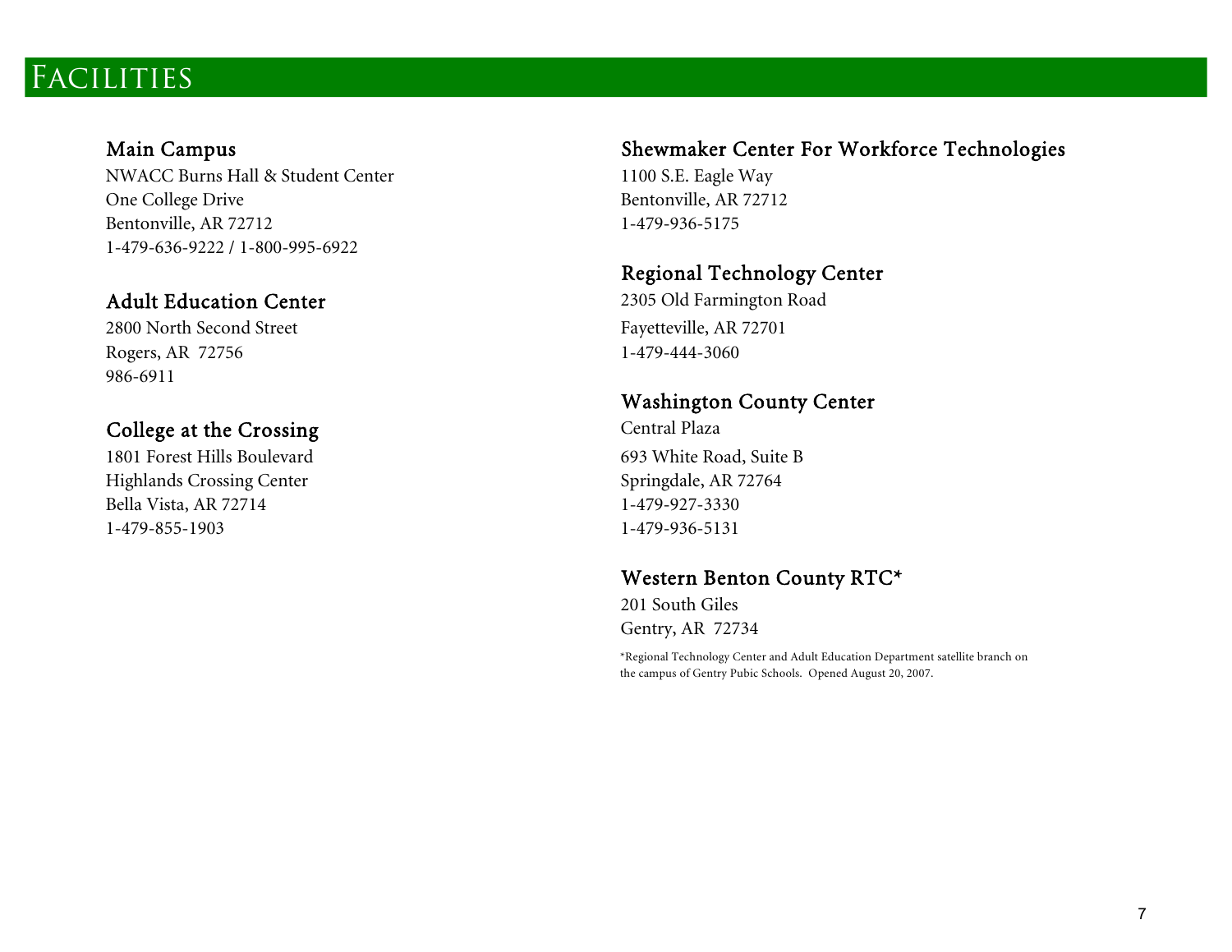# Facilities

## Main Campus

NWACC Burns Hall & Student Center
One College Drive
Bentonville, AR 72712
1-479-636-9222 / 1-800-995-6922

## Adult Education Center

2800 North Second Street
Rogers, AR  72756
986-6911

## College at the Crossing

1801 Forest Hills Boulevard
Highlands Crossing Center
Bella Vista, AR 72714
1-479-855-1903

## Shewmaker Center For Workforce Technologies

1100 S.E. Eagle Way
Bentonville, AR 72712
1-479-936-5175

## Regional Technology Center

2305 Old Farmington Road
Fayetteville, AR 72701
1-479-444-3060

## Washington County Center

Central Plaza
693 White Road, Suite B
Springdale, AR 72764
1-479-927-3330
1-479-936-5131

## Western Benton County RTC*

201 South Giles
Gentry, AR  72734

*Regional Technology Center and Adult Education Department satellite branch on the campus of Gentry Pubic Schools.  Opened August 20, 2007.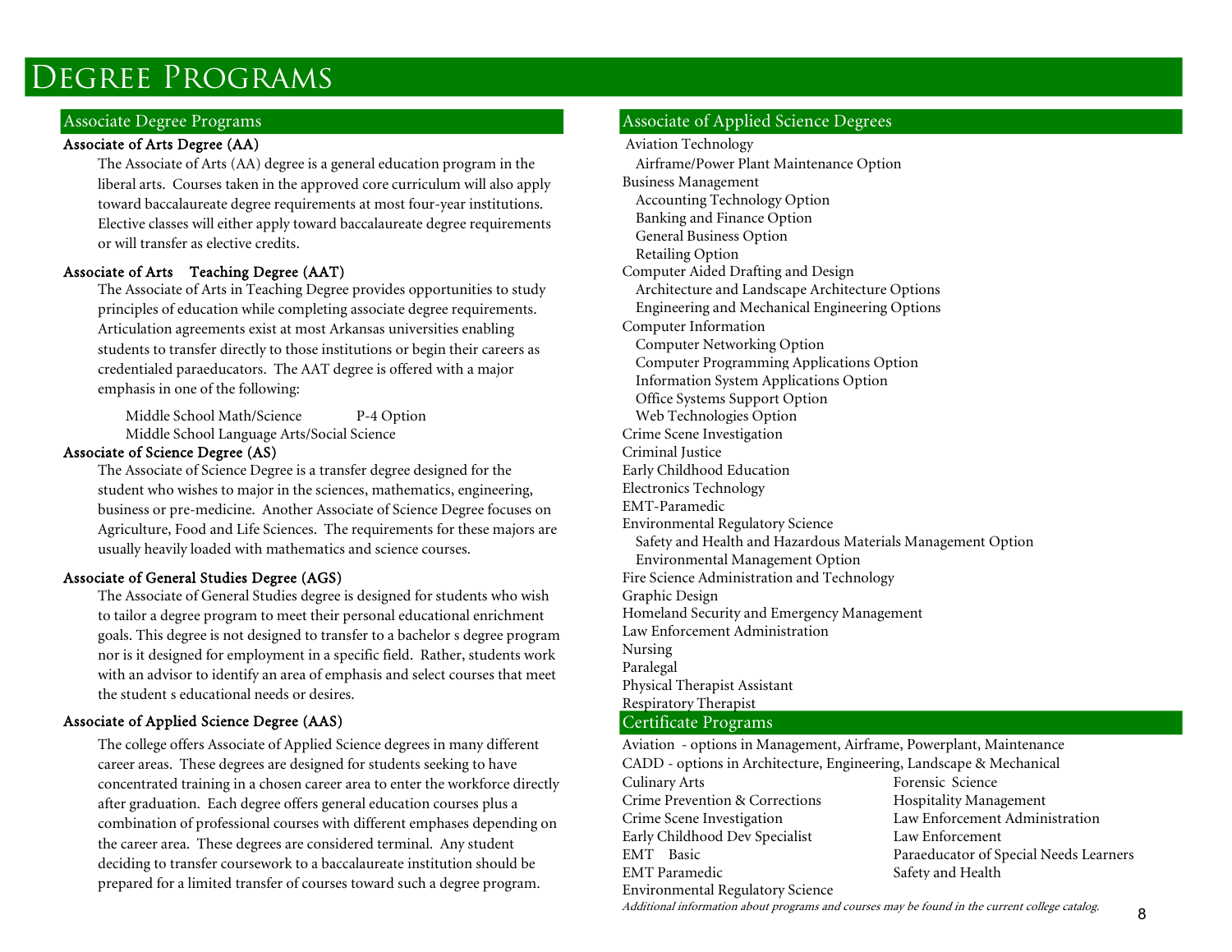# Degree Programs

## Associate Degree Programs

### Associate of Arts Degree (AA)

The Associate of Arts (AA) degree is a general education program in the liberal arts. Courses taken in the approved core curriculum will also apply toward baccalaureate degree requirements at most four-year institutions. Elective classes will either apply toward baccalaureate degree requirements or will transfer as elective credits.

### Associate of Arts Teaching Degree (AAT)

The Associate of Arts in Teaching Degree provides opportunities to study principles of education while completing associate degree requirements. Articulation agreements exist at most Arkansas universities enabling students to transfer directly to those institutions or begin their careers as credentialed paraeducators. The AAT degree is offered with a major emphasis in one of the following:

- Middle School Math/Science
- P-4 Option
- Middle School Language Arts/Social Science

### Associate of Science Degree (AS)

The Associate of Science Degree is a transfer degree designed for the student who wishes to major in the sciences, mathematics, engineering, business or pre-medicine. Another Associate of Science Degree focuses on Agriculture, Food and Life Sciences. The requirements for these majors are usually heavily loaded with mathematics and science courses.

### Associate of General Studies Degree (AGS)

The Associate of General Studies degree is designed for students who wish to tailor a degree program to meet their personal educational enrichment goals. This degree is not designed to transfer to a bachelor s degree program nor is it designed for employment in a specific field. Rather, students work with an advisor to identify an area of emphasis and select courses that meet the student s educational needs or desires.

### Associate of Applied Science Degree (AAS)

The college offers Associate of Applied Science degrees in many different career areas. These degrees are designed for students seeking to have concentrated training in a chosen career area to enter the workforce directly after graduation. Each degree offers general education courses plus a combination of professional courses with different emphases depending on the career area. These degrees are considered terminal. Any student deciding to transfer coursework to a baccalaureate institution should be prepared for a limited transfer of courses toward such a degree program.

## Associate of Applied Science Degrees

- Aviation Technology
  - Airframe/Power Plant Maintenance Option
- Business Management
  - Accounting Technology Option
  - Banking and Finance Option
  - General Business Option
  - Retailing Option
- Computer Aided Drafting and Design
  - Architecture and Landscape Architecture Options
  - Engineering and Mechanical Engineering Options
- Computer Information
  - Computer Networking Option
  - Computer Programming Applications Option
  - Information System Applications Option
  - Office Systems Support Option
  - Web Technologies Option
- Crime Scene Investigation
- Criminal Justice
- Early Childhood Education
- Electronics Technology
- EMT-Paramedic
- Environmental Regulatory Science
  - Safety and Health and Hazardous Materials Management Option
  - Environmental Management Option
- Fire Science Administration and Technology
- Graphic Design
- Homeland Security and Emergency Management
- Law Enforcement Administration
- Nursing
- Paralegal
- Physical Therapist Assistant
- Respiratory Therapist

## Certificate Programs

- Aviation - options in Management, Airframe, Powerplant, Maintenance
- CADD - options in Architecture, Engineering, Landscape & Mechanical
- Culinary Arts
- Crime Prevention & Corrections
- Crime Scene Investigation
- Early Childhood Dev Specialist
- EMT Basic
- EMT Paramedic
- Environmental Regulatory Science
- Forensic Science
- Hospitality Management
- Law Enforcement Administration
- Law Enforcement
- Paraeducator of Special Needs Learners
- Safety and Health

*Additional information about programs and courses may be found in the current college catalog.*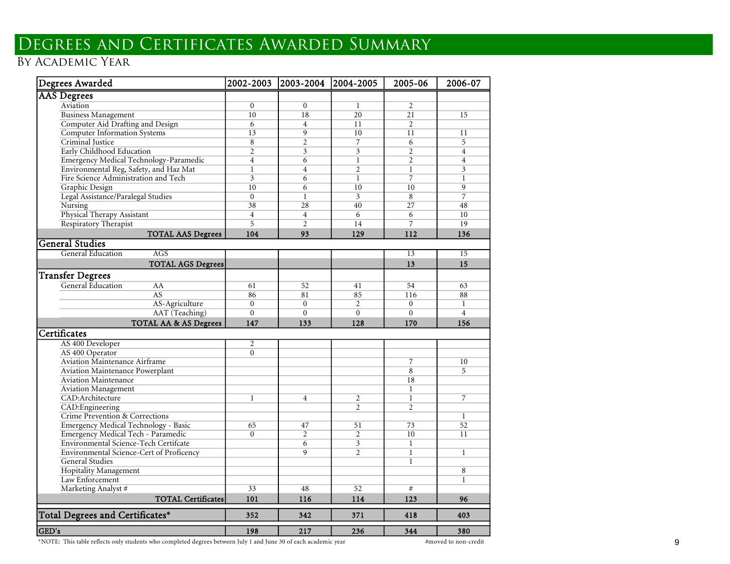# Degrees and Certificates Awarded Summary

## By Academic Year

| Degrees Awarded | | 2002-2003 | 2003-2004 | 2004-2005 | 2005-06 | 2006-07 |
|---|---|---|---|---|---|---|
| **AAS Degrees** | | | | | | |
| Aviation | | 0 | 0 | 1 | 2 | |
| Business Management | | 10 | 18 | 20 | 21 | 15 |
| Computer Aid Drafting and Design | | 6 | 4 | 11 | 2 | |
| Computer Information Systems | | 13 | 9 | 10 | 11 | 11 |
| Criminal Justice | | 8 | 2 | 7 | 6 | 5 |
| Early Childhood Education | | 2 | 3 | 3 | 2 | 4 |
| Emergency Medical Technology-Paramedic | | 4 | 6 | 1 | 2 | 4 |
| Environmental Reg, Safety, and Haz Mat | | 1 | 4 | 2 | 1 | 3 |
| Fire Science Administration and Tech | | 3 | 6 | 1 | 7 | 1 |
| Graphic Design | | 10 | 6 | 10 | 10 | 9 |
| Legal Assistance/Paralegal Studies | | 0 | 1 | 3 | 8 | 7 |
| Nursing | | 38 | 28 | 40 | 27 | 48 |
| Physical Therapy Assistant | | 4 | 4 | 6 | 6 | 10 |
| Respiratory Therapist | | 5 | 2 | 14 | 7 | 19 |
| **TOTAL AAS Degrees** | | **104** | **93** | **129** | **112** | **136** |
| **General Studies** | | | | | | |
| General Education | AGS | | | | 13 | 15 |
| **TOTAL AGS Degrees** | | | | | **13** | **15** |
| **Transfer Degrees** | | | | | | |
| General Education | AA | 61 | 52 | 41 | 54 | 63 |
| | AS | 86 | 81 | 85 | 116 | 88 |
| | AS-Agriculture | 0 | 0 | 2 | 0 | 1 |
| | AAT (Teaching) | 0 | 0 | 0 | 0 | 4 |
| **TOTAL AA & AS Degrees** | | **147** | **133** | **128** | **170** | **156** |
| **Certificates** | | | | | | |
| AS 400 Developer | | 2 | | | | |
| AS 400 Operator | | 0 | | | | |
| Aviation Maintenance Airframe | | | | | 7 | 10 |
| Aviation Maintenance Powerplant | | | | | 8 | 5 |
| Aviation Maintenance | | | | | 18 | |
| Aviation Management | | | | | 1 | |
| CAD:Architecture | | 1 | 4 | 2 | 1 | 7 |
| CAD:Engineering | | | | 2 | 2 | |
| Crime Prevention & Corrections | | | | | | 1 |
| Emergency Medical Technology - Basic | | 65 | 47 | 51 | 73 | 52 |
| Emergency Medical Tech - Paramedic | | 0 | 2 | 2 | 10 | 11 |
| Environmental Science-Tech Certifcate | | | 6 | 3 | 1 | |
| Environmental Science-Cert of Proficency | | | 9 | 2 | 1 | 1 |
| General Studies | | | | | 1 | |
| Hopitality Management | | | | | | 8 |
| Law Enforcement | | | | | | 1 |
| Marketing Analyst # | | 33 | 48 | 52 | # | |
| **TOTAL Certificates** | | **101** | **116** | **114** | **123** | **96** |
| **Total Degrees and Certificates*** | | **352** | **342** | **371** | **418** | **403** |
| **GED's** | | **198** | **217** | **236** | **344** | **380** |

*NOTE: This table reflects only students who completed degrees between July 1 and June 30 of each academic year

#moved to non-credit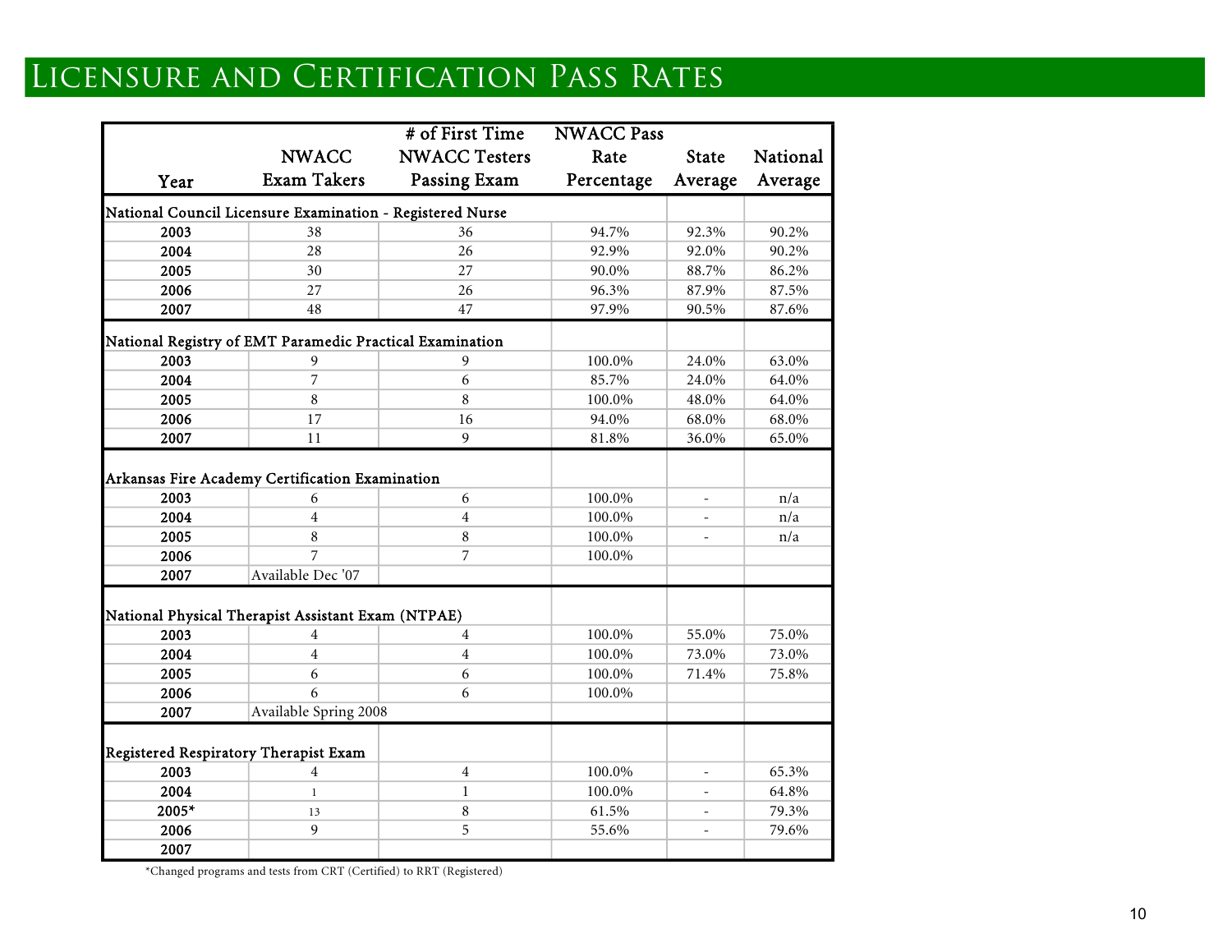# Licensure and Certification Pass Rates

| Year | NWACC Exam Takers | # of First Time NWACC Testers Passing Exam | NWACC Pass Rate Percentage | State Average | National Average |
|---|---|---|---|---|---|
| **National Council Licensure Examination - Registered Nurse** | | | | | |
| **2003** | 38 | 36 | 94.7% | 92.3% | 90.2% |
| **2004** | 28 | 26 | 92.9% | 92.0% | 90.2% |
| **2005** | 30 | 27 | 90.0% | 88.7% | 86.2% |
| **2006** | 27 | 26 | 96.3% | 87.9% | 87.5% |
| **2007** | 48 | 47 | 97.9% | 90.5% | 87.6% |
| **National Registry of EMT Paramedic Practical Examination** | | | | | |
| **2003** | 9 | 9 | 100.0% | 24.0% | 63.0% |
| **2004** | 7 | 6 | 85.7% | 24.0% | 64.0% |
| **2005** | 8 | 8 | 100.0% | 48.0% | 64.0% |
| **2006** | 17 | 16 | 94.0% | 68.0% | 68.0% |
| **2007** | 11 | 9 | 81.8% | 36.0% | 65.0% |
| **Arkansas Fire Academy Certification Examination** | | | | | |
| **2003** | 6 | 6 | 100.0% | - | n/a |
| **2004** | 4 | 4 | 100.0% | - | n/a |
| **2005** | 8 | 8 | 100.0% | - | n/a |
| **2006** | 7 | 7 | 100.0% | | |
| **2007** | Available Dec '07 | | | | |
| **National Physical Therapist Assistant Exam (NTPAE)** | | | | | |
| **2003** | 4 | 4 | 100.0% | 55.0% | 75.0% |
| **2004** | 4 | 4 | 100.0% | 73.0% | 73.0% |
| **2005** | 6 | 6 | 100.0% | 71.4% | 75.8% |
| **2006** | 6 | 6 | 100.0% | | |
| **2007** | Available Spring 2008 | | | | |
| **Registered Respiratory Therapist Exam** | | | | | |
| **2003** | 4 | 4 | 100.0% | - | 65.3% |
| **2004** | 1 | 1 | 100.0% | - | 64.8% |
| **2005*** | 13 | 8 | 61.5% | - | 79.3% |
| **2006** | 9 | 5 | 55.6% | - | 79.6% |
| **2007** | | | | | |

*Changed programs and tests from CRT (Certified) to RRT (Registered)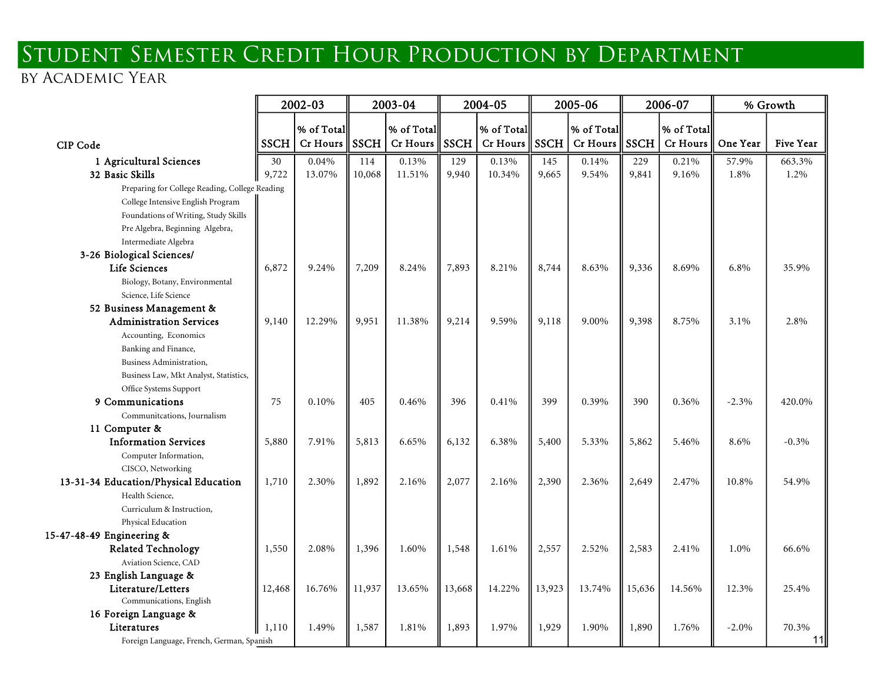# Student Semester Credit Hour Production by Department

## by Academic Year

| CIP Code | 2002-03 | | 2003-04 | | 2004-05 | | 2005-06 | | 2006-07 | | % Growth | |
|---|---|---|---|---|---|---|---|---|---|---|---|---|
| | SSCH | % of Total Cr Hours | SSCH | % of Total Cr Hours | SSCH | % of Total Cr Hours | SSCH | % of Total Cr Hours | SSCH | % of Total Cr Hours | One Year | Five Year |
| **1 Agricultural Sciences** | 30 | 0.04% | 114 | 0.13% | 129 | 0.13% | 145 | 0.14% | 229 | 0.21% | 57.9% | 663.3% |
| **32 Basic Skills** | 9,722 | 13.07% | 10,068 | 11.51% | 9,940 | 10.34% | 9,665 | 9.54% | 9,841 | 9.16% | 1.8% | 1.2% |
| Preparing for College Reading, College Reading; College Intensive English Program; Foundations of Writing, Study Skills; Pre Algebra, Beginning Algebra, Intermediate Algebra | | | | | | | | | | | | |
| **3-26 Biological Sciences/ Life Sciences** | 6,872 | 9.24% | 7,209 | 8.24% | 7,893 | 8.21% | 8,744 | 8.63% | 9,336 | 8.69% | 6.8% | 35.9% |
| Biology, Botany, Environmental Science, Life Science | | | | | | | | | | | | |
| **52 Business Management & Administration Services** | 9,140 | 12.29% | 9,951 | 11.38% | 9,214 | 9.59% | 9,118 | 9.00% | 9,398 | 8.75% | 3.1% | 2.8% |
| Accounting, Economics; Banking and Finance, Business Administration, Business Law, Mkt Analyst, Statistics, Office Systems Support | | | | | | | | | | | | |
| **9 Communications** | 75 | 0.10% | 405 | 0.46% | 396 | 0.41% | 399 | 0.39% | 390 | 0.36% | -2.3% | 420.0% |
| Communitcations, Journalism | | | | | | | | | | | | |
| **11 Computer & Information Services** | 5,880 | 7.91% | 5,813 | 6.65% | 6,132 | 6.38% | 5,400 | 5.33% | 5,862 | 5.46% | 8.6% | -0.3% |
| Computer Information, CISCO, Networking | | | | | | | | | | | | |
| **13-31-34 Education/Physical Education** | 1,710 | 2.30% | 1,892 | 2.16% | 2,077 | 2.16% | 2,390 | 2.36% | 2,649 | 2.47% | 10.8% | 54.9% |
| Health Science, Curriculum & Instruction, Physical Education | | | | | | | | | | | | |
| **15-47-48-49 Engineering & Related Technology** | 1,550 | 2.08% | 1,396 | 1.60% | 1,548 | 1.61% | 2,557 | 2.52% | 2,583 | 2.41% | 1.0% | 66.6% |
| Aviation Science, CAD | | | | | | | | | | | | |
| **23 English Language & Literature/Letters** | 12,468 | 16.76% | 11,937 | 13.65% | 13,668 | 14.22% | 13,923 | 13.74% | 15,636 | 14.56% | 12.3% | 25.4% |
| Communications, English | | | | | | | | | | | | |
| **16 Foreign Language & Literatures** | 1,110 | 1.49% | 1,587 | 1.81% | 1,893 | 1.97% | 1,929 | 1.90% | 1,890 | 1.76% | -2.0% | 70.3% |
| Foreign Language, French, German, Spanish | | | | | | | | | | | | |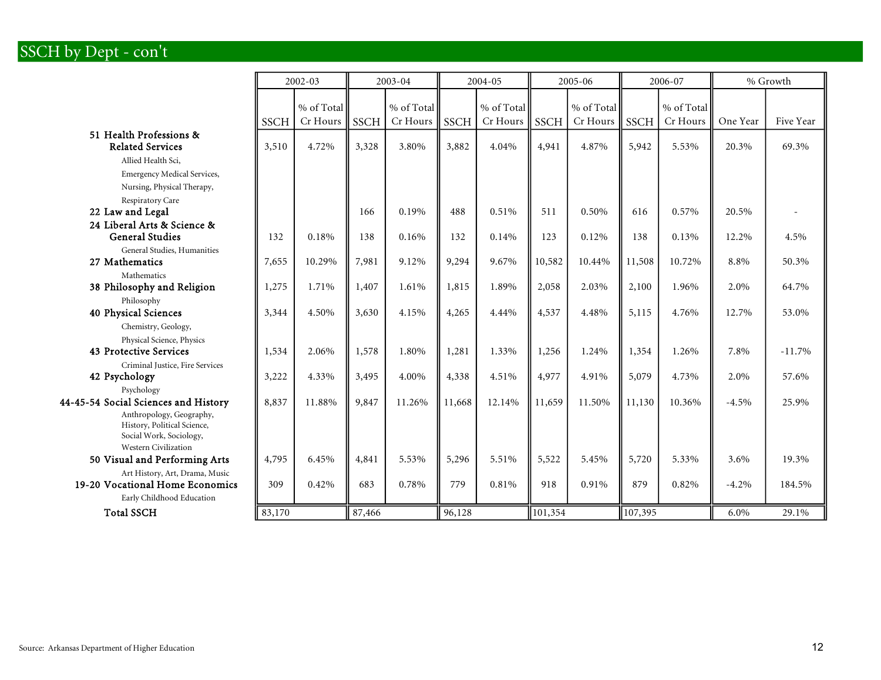## SSCH by Dept - con't

| | 2002-03 | | 2003-04 | | 2004-05 | | 2005-06 | | 2006-07 | | % Growth | |
|---|---|---|---|---|---|---|---|---|---|---|---|---|
| | SSCH | % of Total Cr Hours | SSCH | % of Total Cr Hours | SSCH | % of Total Cr Hours | SSCH | % of Total Cr Hours | SSCH | % of Total Cr Hours | One Year | Five Year |
| **51 Health Professions & Related Services** (Allied Health Sci, Emergency Medical Services, Nursing, Physical Therapy, Respiratory Care) | 3,510 | 4.72% | 3,328 | 3.80% | 3,882 | 4.04% | 4,941 | 4.87% | 5,942 | 5.53% | 20.3% | 69.3% |
| **22 Law and Legal** | | | 166 | 0.19% | 488 | 0.51% | 511 | 0.50% | 616 | 0.57% | 20.5% | - |
| **24 Liberal Arts & Science & General Studies** (General Studies, Humanities) | 132 | 0.18% | 138 | 0.16% | 132 | 0.14% | 123 | 0.12% | 138 | 0.13% | 12.2% | 4.5% |
| **27 Mathematics** (Mathematics) | 7,655 | 10.29% | 7,981 | 9.12% | 9,294 | 9.67% | 10,582 | 10.44% | 11,508 | 10.72% | 8.8% | 50.3% |
| **38 Philosophy and Religion** (Philosophy) | 1,275 | 1.71% | 1,407 | 1.61% | 1,815 | 1.89% | 2,058 | 2.03% | 2,100 | 1.96% | 2.0% | 64.7% |
| **40 Physical Sciences** (Chemistry, Geology, Physical Science, Physics) | 3,344 | 4.50% | 3,630 | 4.15% | 4,265 | 4.44% | 4,537 | 4.48% | 5,115 | 4.76% | 12.7% | 53.0% |
| **43 Protective Services** (Criminal Justice, Fire Services) | 1,534 | 2.06% | 1,578 | 1.80% | 1,281 | 1.33% | 1,256 | 1.24% | 1,354 | 1.26% | 7.8% | -11.7% |
| **42 Psychology** (Psychology) | 3,222 | 4.33% | 3,495 | 4.00% | 4,338 | 4.51% | 4,977 | 4.91% | 5,079 | 4.73% | 2.0% | 57.6% |
| **44-45-54 Social Sciences and History** (Anthropology, Geography, History, Political Science, Social Work, Sociology, Western Civilization) | 8,837 | 11.88% | 9,847 | 11.26% | 11,668 | 12.14% | 11,659 | 11.50% | 11,130 | 10.36% | -4.5% | 25.9% |
| **50 Visual and Performing Arts** (Art History, Art, Drama, Music) | 4,795 | 6.45% | 4,841 | 5.53% | 5,296 | 5.51% | 5,522 | 5.45% | 5,720 | 5.33% | 3.6% | 19.3% |
| **19-20 Vocational Home Economics** (Early Childhood Education) | 309 | 0.42% | 683 | 0.78% | 779 | 0.81% | 918 | 0.91% | 879 | 0.82% | -4.2% | 184.5% |
| **Total SSCH** | 83,170 | | 87,466 | | 96,128 | | 101,354 | | 107,395 | | 6.0% | 29.1% |

Source: Arkansas Department of Higher Education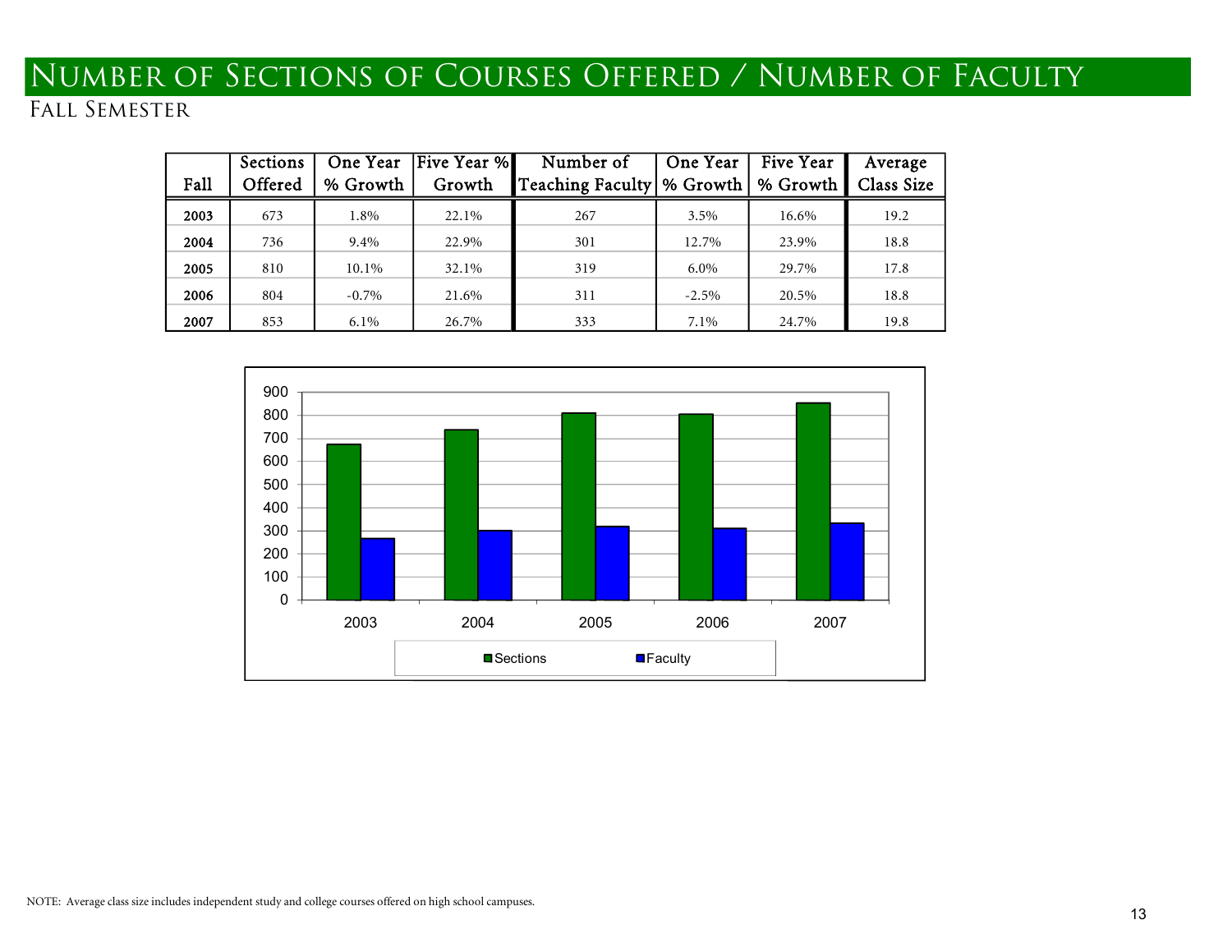# Number of Sections of Courses Offered / Number of Faculty

## Fall Semester

| Fall | Sections Offered | One Year % Growth | Five Year % Growth | Number of Teaching Faculty | One Year % Growth | Five Year % Growth | Average Class Size |
|---|---|---|---|---|---|---|---|
| **2003** | 673 | 1.8% | 22.1% | 267 | 3.5% | 16.6% | 19.2 |
| **2004** | 736 | 9.4% | 22.9% | 301 | 12.7% | 23.9% | 18.8 |
| **2005** | 810 | 10.1% | 32.1% | 319 | 6.0% | 29.7% | 17.8 |
| **2006** | 804 | -0.7% | 21.6% | 311 | -2.5% | 20.5% | 18.8 |
| **2007** | 853 | 6.1% | 26.7% | 333 | 7.1% | 24.7% | 19.8 |

NOTE: Average class size includes independent study and college courses offered on high school campuses.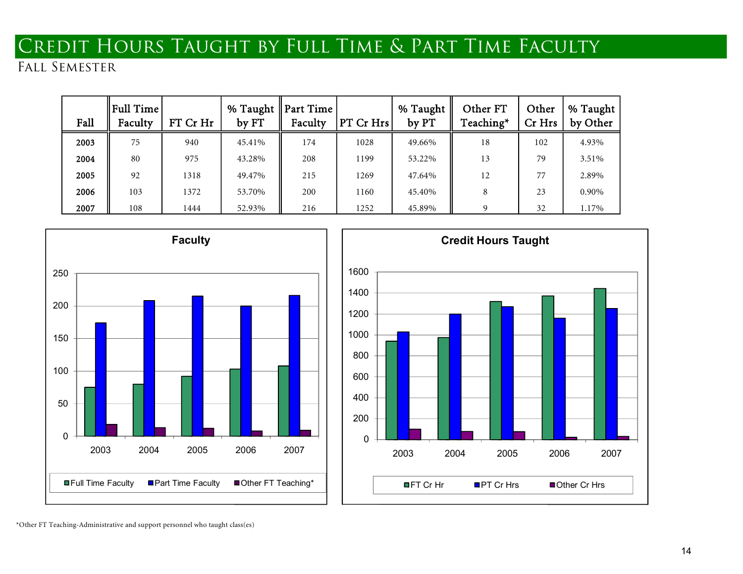# Credit Hours Taught by Full Time & Part Time Faculty

## Fall Semester

| Fall | Full Time Faculty | FT Cr Hr | % Taught by FT | Part Time Faculty | PT Cr Hrs | % Taught by PT | Other FT Teaching* | Other Cr Hrs | % Taught by Other |
|---|---|---|---|---|---|---|---|---|---|
| **2003** | 75 | 940 | 45.41% | 174 | 1028 | 49.66% | 18 | 102 | 4.93% |
| **2004** | 80 | 975 | 43.28% | 208 | 1199 | 53.22% | 13 | 79 | 3.51% |
| **2005** | 92 | 1318 | 49.47% | 215 | 1269 | 47.64% | 12 | 77 | 2.89% |
| **2006** | 103 | 1372 | 53.70% | 200 | 1160 | 45.40% | 8 | 23 | 0.90% |
| **2007** | 108 | 1444 | 52.93% | 216 | 1252 | 45.89% | 9 | 32 | 1.17% |

**Faculty**

| | Full Time Faculty | Part Time Faculty | Other FT Teaching* |
|---|---|---|---|
| 2003 | 75 | 174 | 18 |
| 2004 | 80 | 208 | 13 |
| 2005 | 92 | 215 | 12 |
| 2006 | 103 | 200 | 8 |
| 2007 | 108 | 216 | 9 |

**Credit Hours Taught**

| | FT Cr Hr | PT Cr Hrs | Other Cr Hrs |
|---|---|---|---|
| 2003 | 940 | 1028 | 102 |
| 2004 | 975 | 1199 | 79 |
| 2005 | 1318 | 1269 | 77 |
| 2006 | 1372 | 1160 | 23 |
| 2007 | 1444 | 1252 | 32 |

*Other FT Teaching-Administrative and support personnel who taught class(es)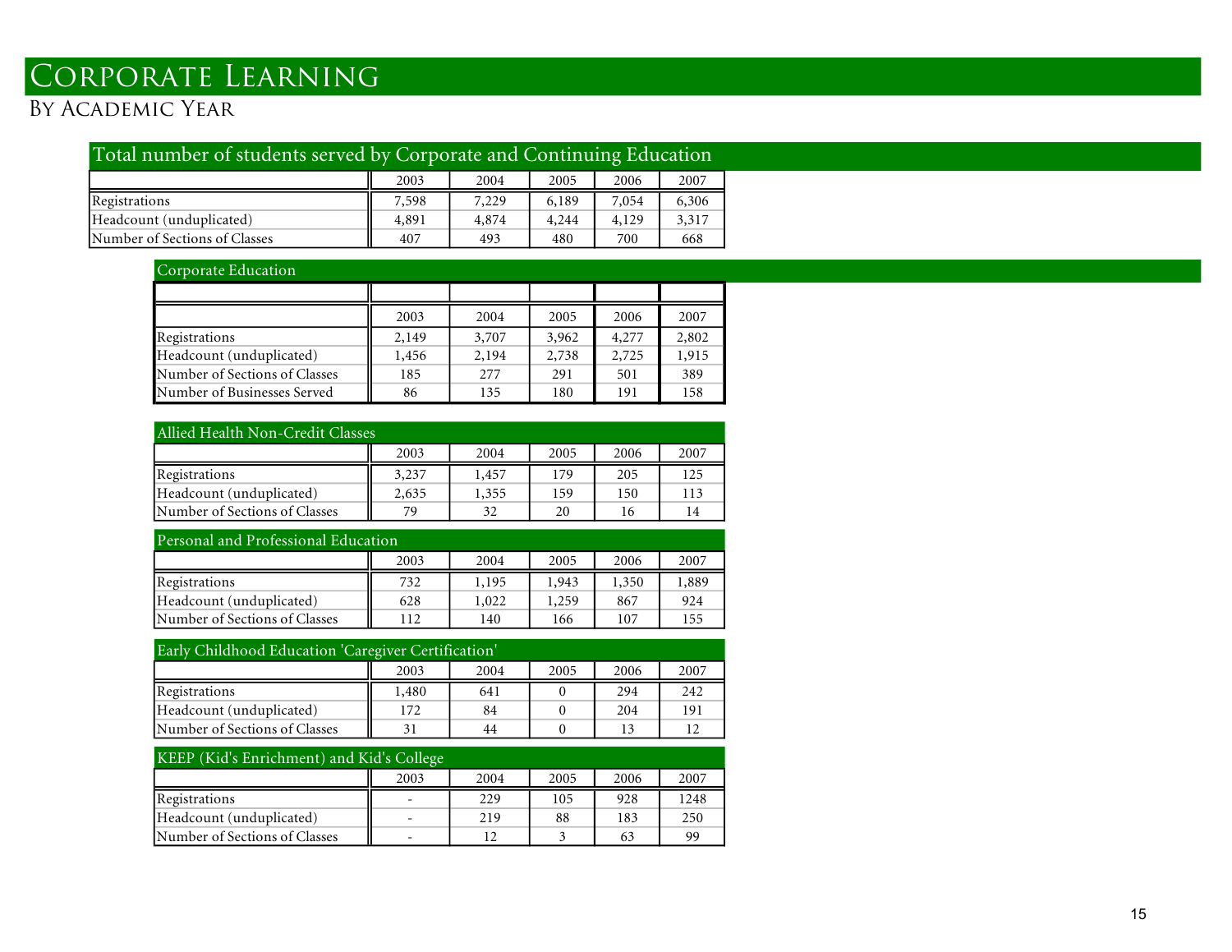# Corporate Learning

## By Academic Year

### Total number of students served by Corporate and Continuing Education

| | 2003 | 2004 | 2005 | 2006 | 2007 |
|---|---|---|---|---|---|
| Registrations | 7,598 | 7,229 | 6,189 | 7,054 | 6,306 |
| Headcount (unduplicated) | 4,891 | 4,874 | 4,244 | 4,129 | 3,317 |
| Number of Sections of Classes | 407 | 493 | 480 | 700 | 668 |

### Corporate Education

| | 2003 | 2004 | 2005 | 2006 | 2007 |
|---|---|---|---|---|---|
| Registrations | 2,149 | 3,707 | 3,962 | 4,277 | 2,802 |
| Headcount (unduplicated) | 1,456 | 2,194 | 2,738 | 2,725 | 1,915 |
| Number of Sections of Classes | 185 | 277 | 291 | 501 | 389 |
| Number of Businesses Served | 86 | 135 | 180 | 191 | 158 |

### Allied Health Non-Credit Classes

| | 2003 | 2004 | 2005 | 2006 | 2007 |
|---|---|---|---|---|---|
| Registrations | 3,237 | 1,457 | 179 | 205 | 125 |
| Headcount (unduplicated) | 2,635 | 1,355 | 159 | 150 | 113 |
| Number of Sections of Classes | 79 | 32 | 20 | 16 | 14 |

### Personal and Professional Education

| | 2003 | 2004 | 2005 | 2006 | 2007 |
|---|---|---|---|---|---|
| Registrations | 732 | 1,195 | 1,943 | 1,350 | 1,889 |
| Headcount (unduplicated) | 628 | 1,022 | 1,259 | 867 | 924 |
| Number of Sections of Classes | 112 | 140 | 166 | 107 | 155 |

### Early Childhood Education 'Caregiver Certification'

| | 2003 | 2004 | 2005 | 2006 | 2007 |
|---|---|---|---|---|---|
| Registrations | 1,480 | 641 | 0 | 294 | 242 |
| Headcount (unduplicated) | 172 | 84 | 0 | 204 | 191 |
| Number of Sections of Classes | 31 | 44 | 0 | 13 | 12 |

### KEEP (Kid's Enrichment) and Kid's College

| | 2003 | 2004 | 2005 | 2006 | 2007 |
|---|---|---|---|---|---|
| Registrations | - | 229 | 105 | 928 | 1248 |
| Headcount (unduplicated) | - | 219 | 88 | 183 | 250 |
| Number of Sections of Classes | - | 12 | 3 | 63 | 99 |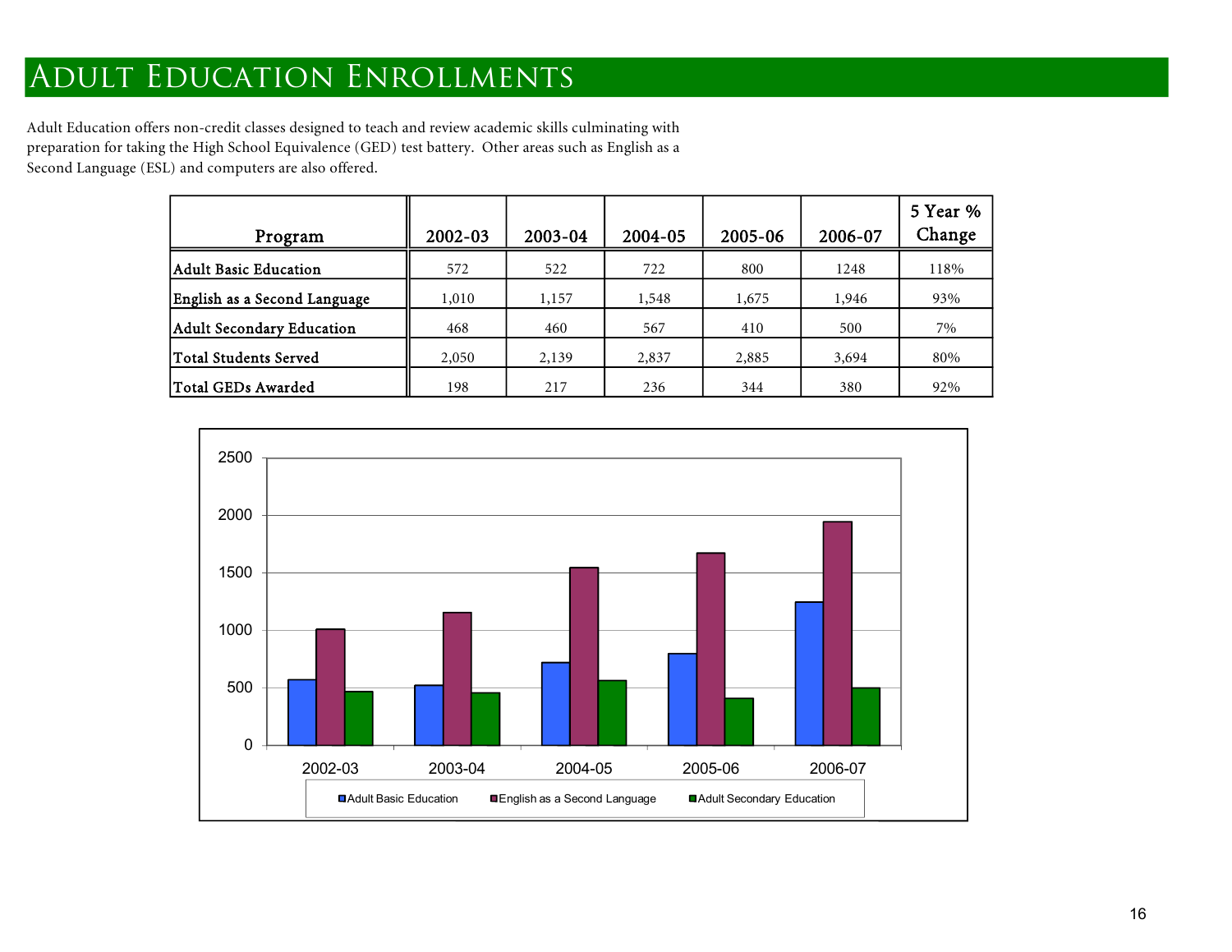# Adult Education Enrollments

Adult Education offers non-credit classes designed to teach and review academic skills culminating with preparation for taking the High School Equivalence (GED) test battery. Other areas such as English as a Second Language (ESL) and computers are also offered.

| Program | 2002-03 | 2003-04 | 2004-05 | 2005-06 | 2006-07 | 5 Year % Change |
|---|---|---|---|---|---|---|
| Adult Basic Education | 572 | 522 | 722 | 800 | 1248 | 118% |
| English as a Second Language | 1,010 | 1,157 | 1,548 | 1,675 | 1,946 | 93% |
| Adult Secondary Education | 468 | 460 | 567 | 410 | 500 | 7% |
| Total Students Served | 2,050 | 2,139 | 2,837 | 2,885 | 3,694 | 80% |
| Total GEDs Awarded | 198 | 217 | 236 | 344 | 380 | 92% |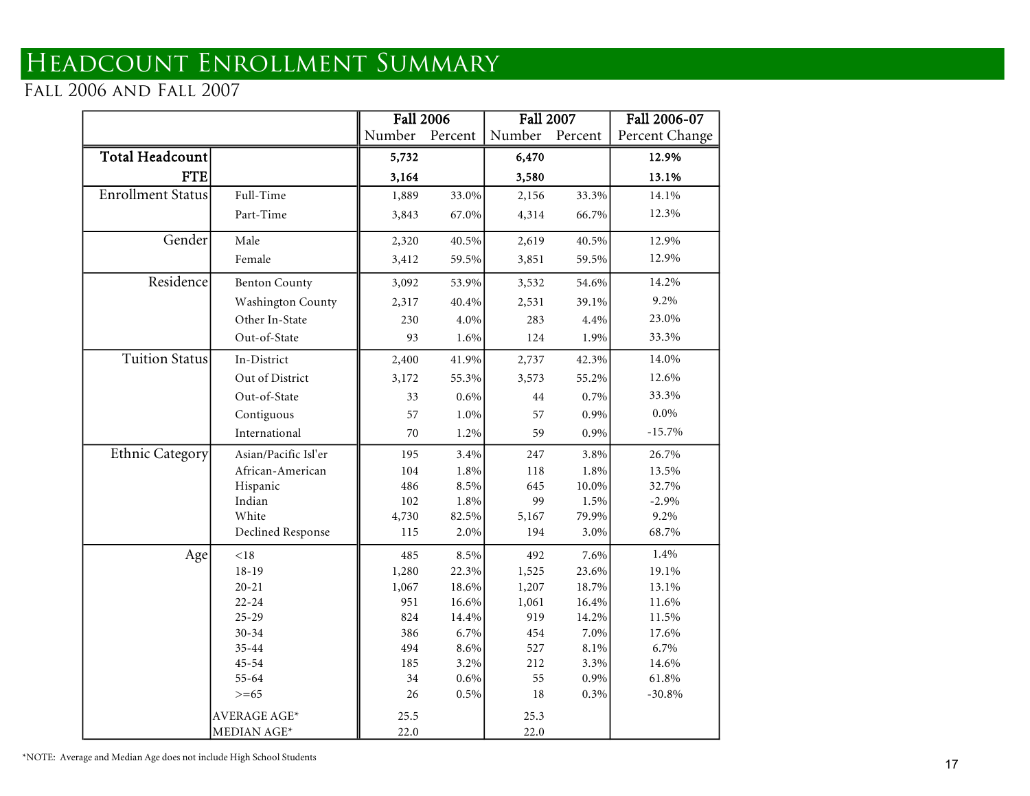# Headcount Enrollment Summary

## Fall 2006 and Fall 2007

| | | Fall 2006 | | Fall 2007 | | Fall 2006-07 |
|---|---|---|---|---|---|---|
| | | Number | Percent | Number | Percent | Percent Change |
| **Total Headcount** | | **5,732** | | **6,470** | | **12.9%** |
| **FTE** | | **3,164** | | **3,580** | | **13.1%** |
| Enrollment Status | Full-Time | 1,889 | 33.0% | 2,156 | 33.3% | 14.1% |
| | Part-Time | 3,843 | 67.0% | 4,314 | 66.7% | 12.3% |
| Gender | Male | 2,320 | 40.5% | 2,619 | 40.5% | 12.9% |
| | Female | 3,412 | 59.5% | 3,851 | 59.5% | 12.9% |
| Residence | Benton County | 3,092 | 53.9% | 3,532 | 54.6% | 14.2% |
| | Washington County | 2,317 | 40.4% | 2,531 | 39.1% | 9.2% |
| | Other In-State | 230 | 4.0% | 283 | 4.4% | 23.0% |
| | Out-of-State | 93 | 1.6% | 124 | 1.9% | 33.3% |
| Tuition Status | In-District | 2,400 | 41.9% | 2,737 | 42.3% | 14.0% |
| | Out of District | 3,172 | 55.3% | 3,573 | 55.2% | 12.6% |
| | Out-of-State | 33 | 0.6% | 44 | 0.7% | 33.3% |
| | Contiguous | 57 | 1.0% | 57 | 0.9% | 0.0% |
| | International | 70 | 1.2% | 59 | 0.9% | -15.7% |
| Ethnic Category | Asian/Pacific Isl'er | 195 | 3.4% | 247 | 3.8% | 26.7% |
| | African-American | 104 | 1.8% | 118 | 1.8% | 13.5% |
| | Hispanic | 486 | 8.5% | 645 | 10.0% | 32.7% |
| | Indian | 102 | 1.8% | 99 | 1.5% | -2.9% |
| | White | 4,730 | 82.5% | 5,167 | 79.9% | 9.2% |
| | Declined Response | 115 | 2.0% | 194 | 3.0% | 68.7% |
| Age | <18 | 485 | 8.5% | 492 | 7.6% | 1.4% |
| | 18-19 | 1,280 | 22.3% | 1,525 | 23.6% | 19.1% |
| | 20-21 | 1,067 | 18.6% | 1,207 | 18.7% | 13.1% |
| | 22-24 | 951 | 16.6% | 1,061 | 16.4% | 11.6% |
| | 25-29 | 824 | 14.4% | 919 | 14.2% | 11.5% |
| | 30-34 | 386 | 6.7% | 454 | 7.0% | 17.6% |
| | 35-44 | 494 | 8.6% | 527 | 8.1% | 6.7% |
| | 45-54 | 185 | 3.2% | 212 | 3.3% | 14.6% |
| | 55-64 | 34 | 0.6% | 55 | 0.9% | 61.8% |
| | >=65 | 26 | 0.5% | 18 | 0.3% | -30.8% |
| | AVERAGE AGE* | 25.5 | | 25.3 | | |
| | MEDIAN AGE* | 22.0 | | 22.0 | | |

*NOTE: Average and Median Age does not include High School Students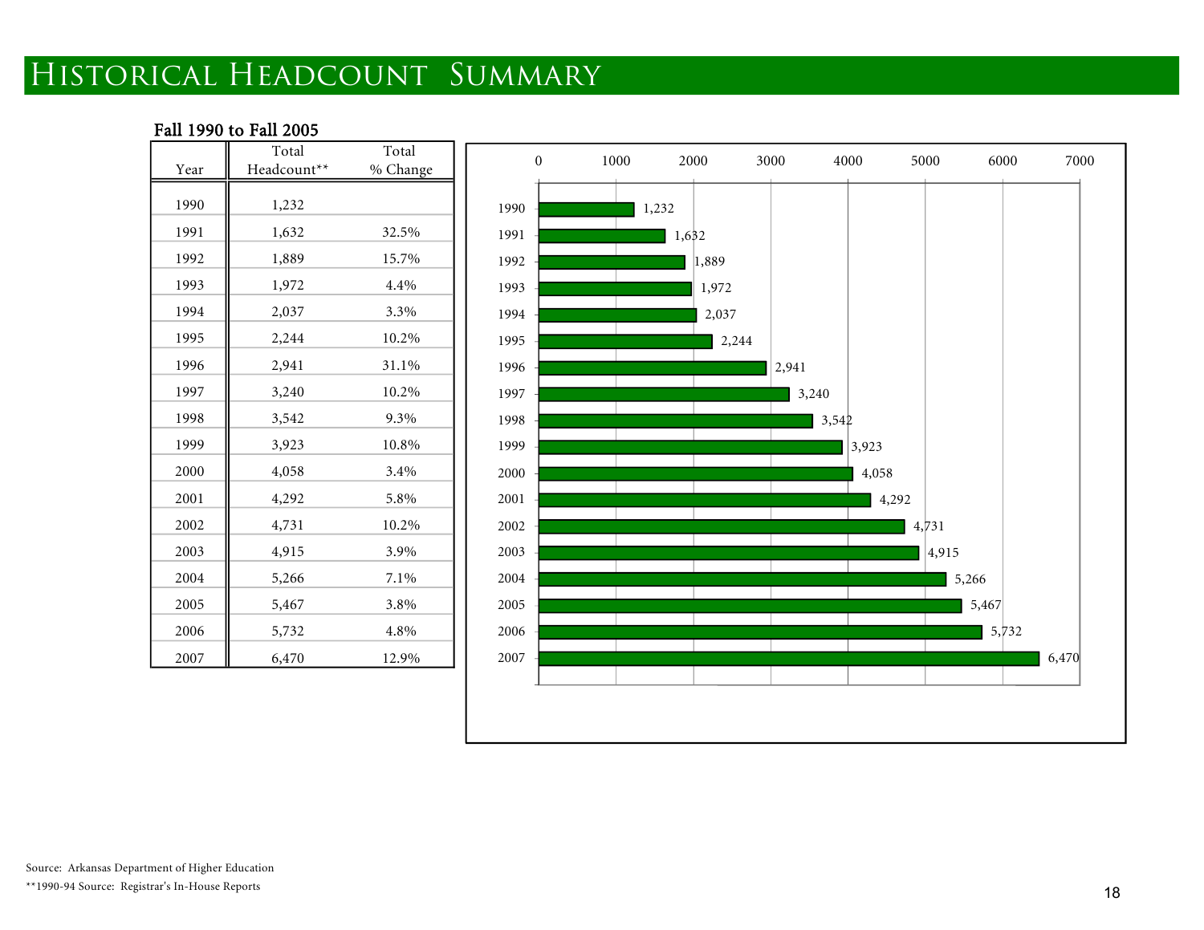# Historical Headcount Summary

**Fall 1990 to Fall 2005**

| Year | Total Headcount** | Total % Change |
|---|---|---|
| 1990 | 1,232 | |
| 1991 | 1,632 | 32.5% |
| 1992 | 1,889 | 15.7% |
| 1993 | 1,972 | 4.4% |
| 1994 | 2,037 | 3.3% |
| 1995 | 2,244 | 10.2% |
| 1996 | 2,941 | 31.1% |
| 1997 | 3,240 | 10.2% |
| 1998 | 3,542 | 9.3% |
| 1999 | 3,923 | 10.8% |
| 2000 | 4,058 | 3.4% |
| 2001 | 4,292 | 5.8% |
| 2002 | 4,731 | 10.2% |
| 2003 | 4,915 | 3.9% |
| 2004 | 5,266 | 7.1% |
| 2005 | 5,467 | 3.8% |
| 2006 | 5,732 | 4.8% |
| 2007 | 6,470 | 12.9% |

Source: Arkansas Department of Higher Education

**1990-94 Source: Registrar's In-House Reports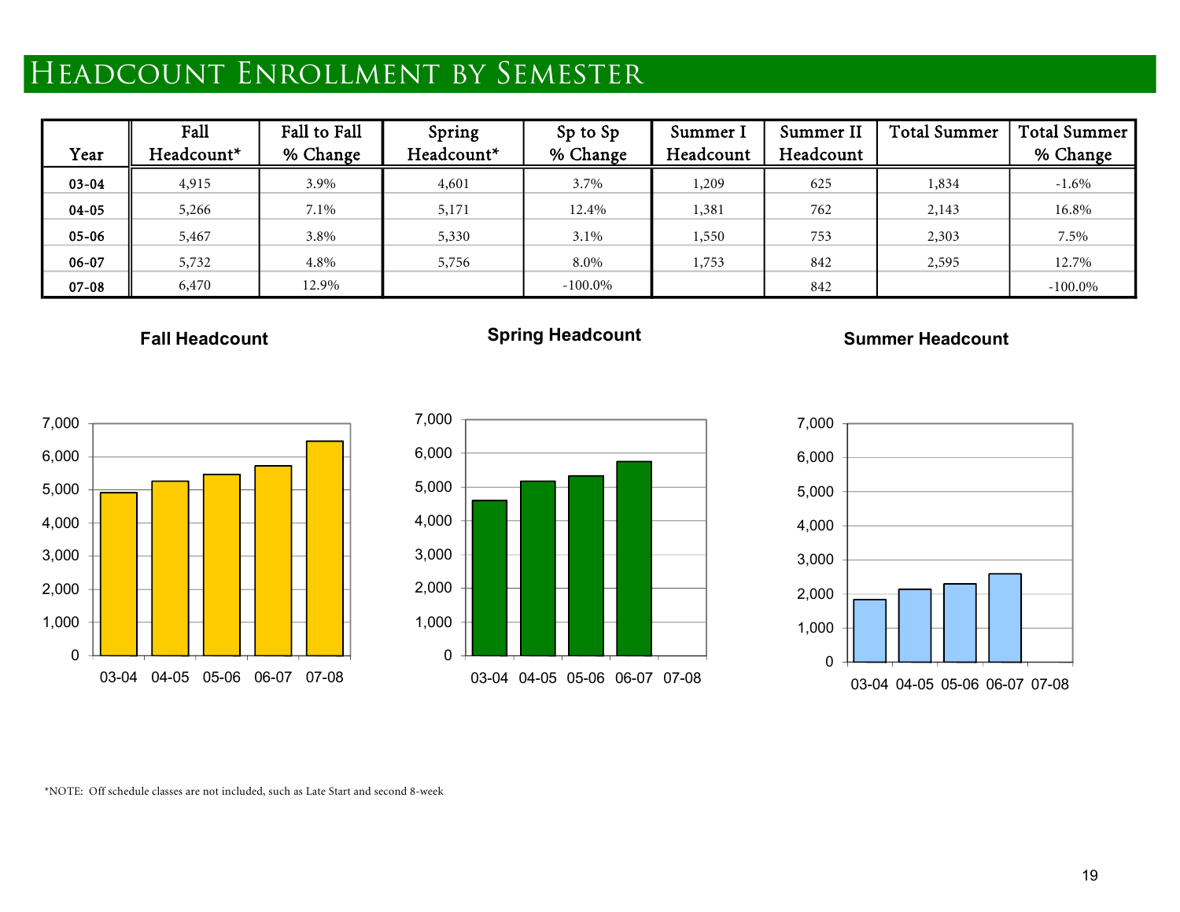# Headcount Enrollment by Semester

| Year | Fall Headcount* | Fall to Fall % Change | Spring Headcount* | Sp to Sp % Change | Summer I Headcount | Summer II Headcount | Total Summer | Total Summer % Change |
|---|---|---|---|---|---|---|---|---|
| 03-04 | 4,915 | 3.9% | 4,601 | 3.7% | 1,209 | 625 | 1,834 | -1.6% |
| 04-05 | 5,266 | 7.1% | 5,171 | 12.4% | 1,381 | 762 | 2,143 | 16.8% |
| 05-06 | 5,467 | 3.8% | 5,330 | 3.1% | 1,550 | 753 | 2,303 | 7.5% |
| 06-07 | 5,732 | 4.8% | 5,756 | 8.0% | 1,753 | 842 | 2,595 | 12.7% |
| 07-08 | 6,470 | 12.9% | | -100.0% | | 842 | | -100.0% |

**Fall Headcount**

**Spring Headcount**

**Summer Headcount**

*NOTE: Off schedule classes are not included, such as Late Start and second 8-week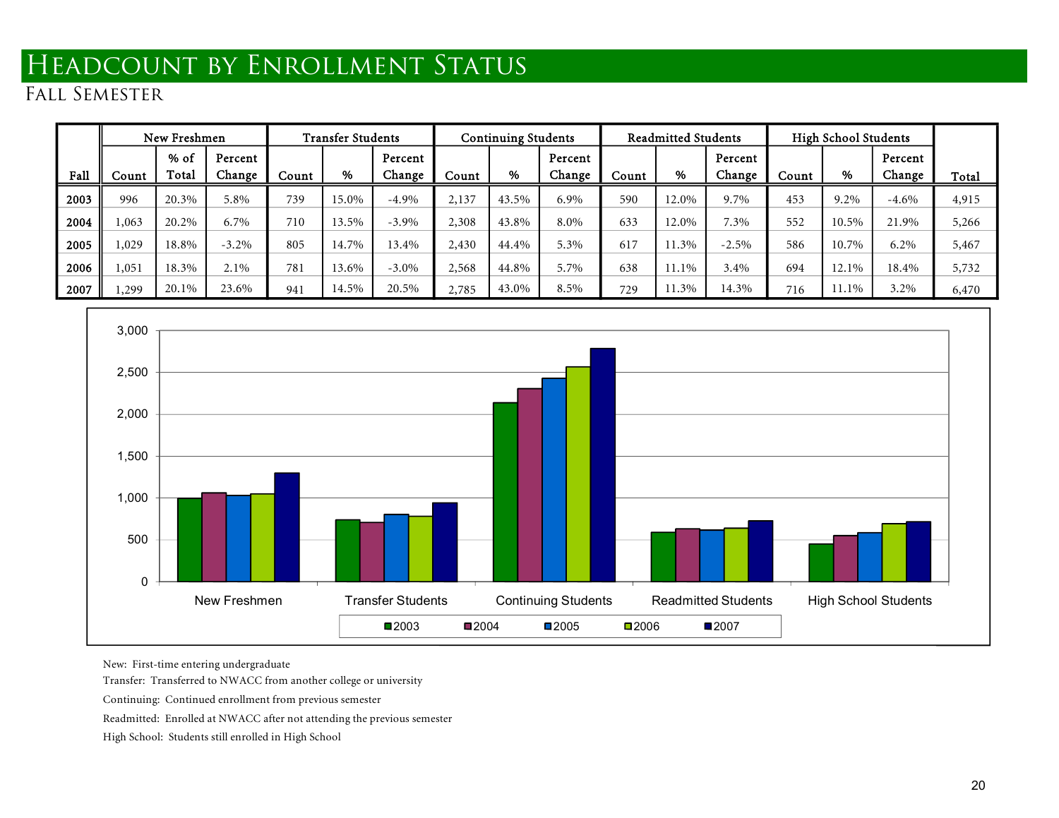# Headcount by Enrollment Status

## Fall Semester

| Fall | New Freshmen | | | Transfer Students | | | Continuing Students | | | Readmitted Students | | | High School Students | | | Total |
|---|---|---|---|---|---|---|---|---|---|---|---|---|---|---|---|---|
| | Count | % of Total | Percent Change | Count | % | Percent Change | Count | % | Percent Change | Count | % | Percent Change | Count | % | Percent Change | |
| **2003** | 996 | 20.3% | 5.8% | 739 | 15.0% | -4.9% | 2,137 | 43.5% | 6.9% | 590 | 12.0% | 9.7% | 453 | 9.2% | -4.6% | 4,915 |
| **2004** | 1,063 | 20.2% | 6.7% | 710 | 13.5% | -3.9% | 2,308 | 43.8% | 8.0% | 633 | 12.0% | 7.3% | 552 | 10.5% | 21.9% | 5,266 |
| **2005** | 1,029 | 18.8% | -3.2% | 805 | 14.7% | 13.4% | 2,430 | 44.4% | 5.3% | 617 | 11.3% | -2.5% | 586 | 10.7% | 6.2% | 5,467 |
| **2006** | 1,051 | 18.3% | 2.1% | 781 | 13.6% | -3.0% | 2,568 | 44.8% | 5.7% | 638 | 11.1% | 3.4% | 694 | 12.1% | 18.4% | 5,732 |
| **2007** | 1,299 | 20.1% | 23.6% | 941 | 14.5% | 20.5% | 2,785 | 43.0% | 8.5% | 729 | 11.3% | 14.3% | 716 | 11.1% | 3.2% | 6,470 |

New: First-time entering undergraduate

Transfer: Transferred to NWACC from another college or university

Continuing: Continued enrollment from previous semester

Readmitted: Enrolled at NWACC after not attending the previous semester

High School: Students still enrolled in High School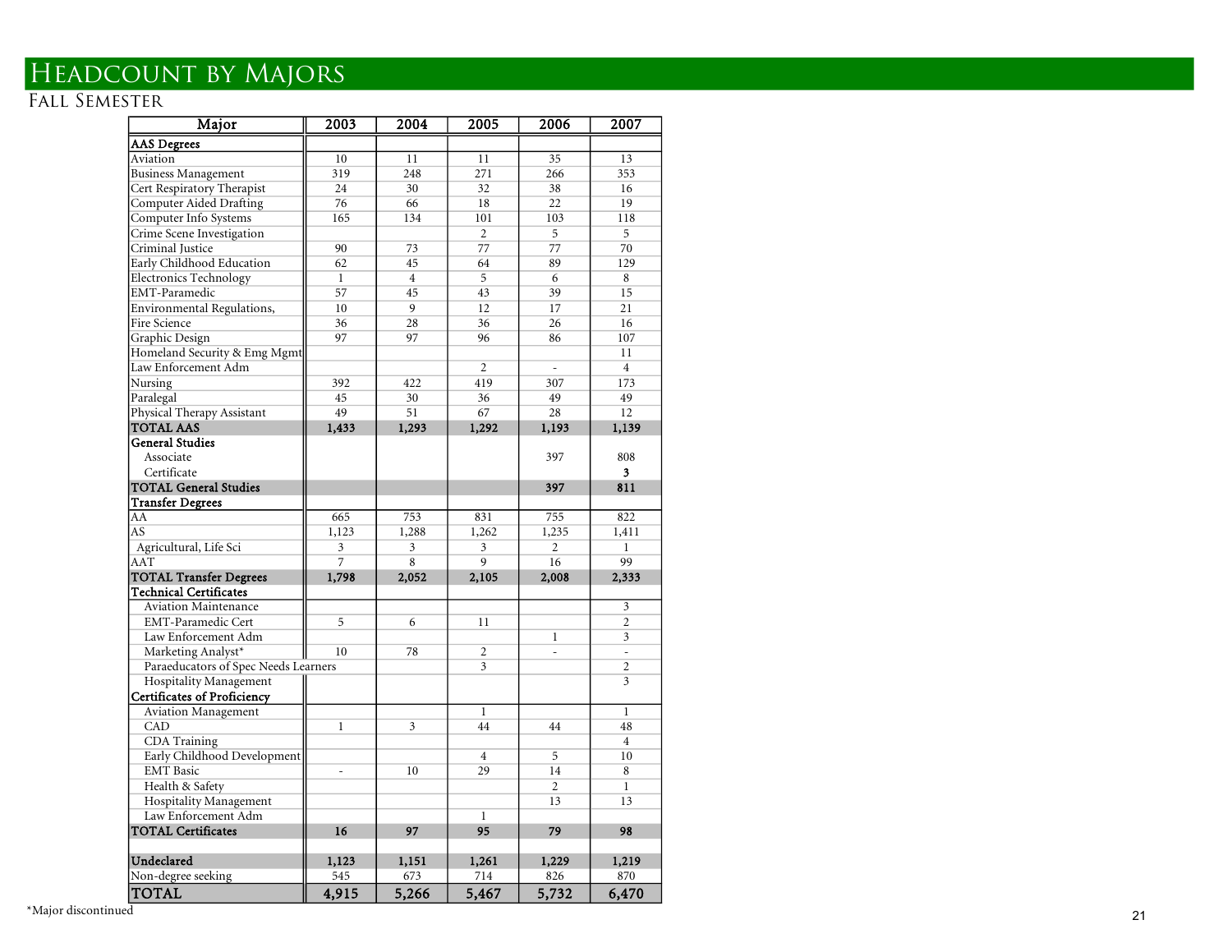# Headcount by Majors

## Fall Semester

| Major | 2003 | 2004 | 2005 | 2006 | 2007 |
|---|---|---|---|---|---|
| **AAS Degrees** | | | | | |
| Aviation | 10 | 11 | 11 | 35 | 13 |
| Business Management | 319 | 248 | 271 | 266 | 353 |
| Cert Respiratory Therapist | 24 | 30 | 32 | 38 | 16 |
| Computer Aided Drafting | 76 | 66 | 18 | 22 | 19 |
| Computer Info Systems | 165 | 134 | 101 | 103 | 118 |
| Crime Scene Investigation | | | 2 | 5 | 5 |
| Criminal Justice | 90 | 73 | 77 | 77 | 70 |
| Early Childhood Education | 62 | 45 | 64 | 89 | 129 |
| Electronics Technology | 1 | 4 | 5 | 6 | 8 |
| EMT-Paramedic | 57 | 45 | 43 | 39 | 15 |
| Environmental Regulations, | 10 | 9 | 12 | 17 | 21 |
| Fire Science | 36 | 28 | 36 | 26 | 16 |
| Graphic Design | 97 | 97 | 96 | 86 | 107 |
| Homeland Security & Emg Mgmt | | | | | 11 |
| Law Enforcement Adm | | | 2 | - | 4 |
| Nursing | 392 | 422 | 419 | 307 | 173 |
| Paralegal | 45 | 30 | 36 | 49 | 49 |
| Physical Therapy Assistant | 49 | 51 | 67 | 28 | 12 |
| **TOTAL AAS** | **1,433** | **1,293** | **1,292** | **1,193** | **1,139** |
| **General Studies** | | | | | |
| Associate | | | | 397 | 808 |
| Certificate | | | | | **3** |
| **TOTAL General Studies** | | | | **397** | **811** |
| **Transfer Degrees** | | | | | |
| AA | 665 | 753 | 831 | 755 | 822 |
| AS | 1,123 | 1,288 | 1,262 | 1,235 | 1,411 |
| Agricultural, Life Sci | 3 | 3 | 3 | 2 | 1 |
| AAT | 7 | 8 | 9 | 16 | 99 |
| **TOTAL Transfer Degrees** | **1,798** | **2,052** | **2,105** | **2,008** | **2,333** |
| **Technical Certificates** | | | | | |
| Aviation Maintenance | | | | | 3 |
| EMT-Paramedic Cert | 5 | 6 | 11 | | 2 |
| Law Enforcement Adm | | | | 1 | 3 |
| Marketing Analyst* | 10 | 78 | 2 | - | - |
| Paraeducators of Spec Needs Learners | | | 3 | | 2 |
| Hospitality Management | | | | | 3 |
| **Certificates of Proficiency** | | | | | |
| Aviation Management | | | 1 | | 1 |
| CAD | 1 | 3 | 44 | 44 | 48 |
| CDA Training | | | | | 4 |
| Early Childhood Development | | | 4 | 5 | 10 |
| EMT Basic | - | 10 | 29 | 14 | 8 |
| Health & Safety | | | | 2 | 1 |
| Hospitality Management | | | | 13 | 13 |
| Law Enforcement Adm | | | 1 | | |
| **TOTAL Certificates** | **16** | **97** | **95** | **79** | **98** |
| | | | | | |
| **Undeclared** | **1,123** | **1,151** | **1,261** | **1,229** | **1,219** |
| Non-degree seeking | 545 | 673 | 714 | 826 | 870 |
| **TOTAL** | **4,915** | **5,266** | **5,467** | **5,732** | **6,470** |

*Major discontinued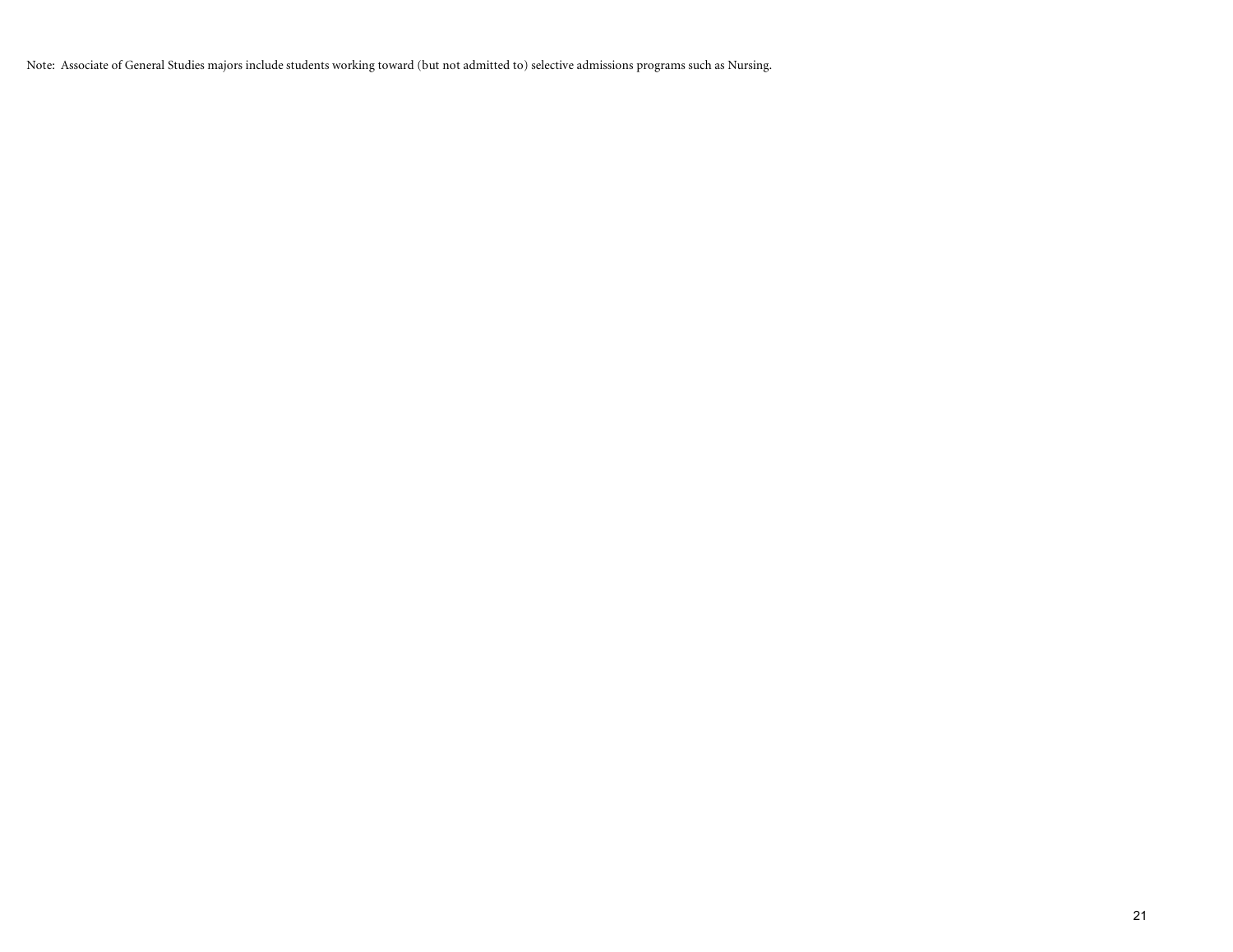Note: Associate of General Studies majors include students working toward (but not admitted to) selective admissions programs such as Nursing.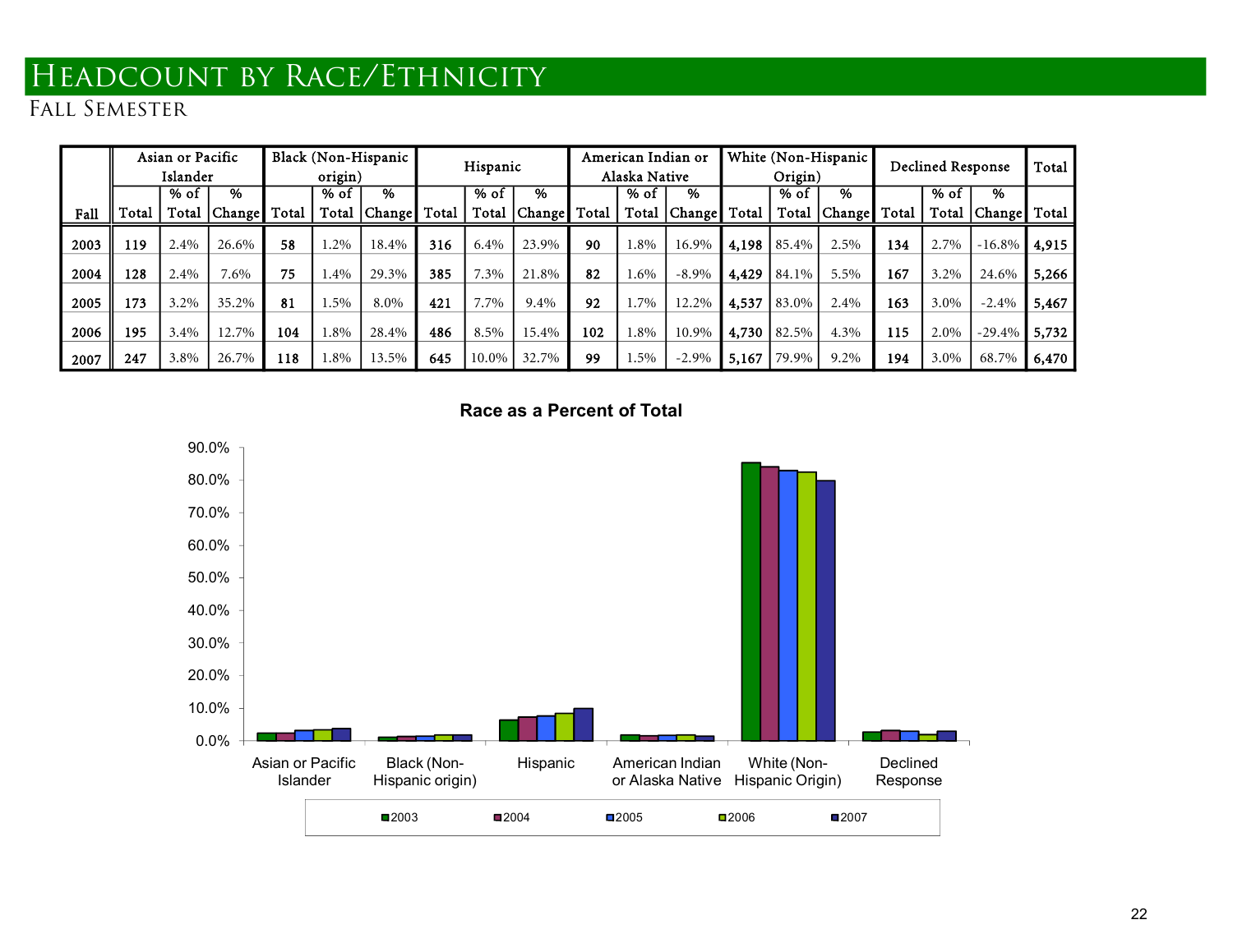# Headcount by Race/Ethnicity

## Fall Semester

| Fall | Asian or Pacific Islander | | | Black (Non-Hispanic origin) | | | Hispanic | | | American Indian or Alaska Native | | | White (Non-Hispanic Origin) | | | Declined Response | | | Total |
|---|---|---|---|---|---|---|---|---|---|---|---|---|---|---|---|---|---|---|---|
| | Total | % of Total | % Change | Total | % of Total | % Change | Total | % of Total | % Change | Total | % of Total | % Change | Total | % of Total | % Change | Total | % of Total | % Change | Total |
| **2003** | **119** | 2.4% | 26.6% | **58** | 1.2% | 18.4% | **316** | 6.4% | 23.9% | **90** | 1.8% | 16.9% | **4,198** | 85.4% | 2.5% | **134** | 2.7% | -16.8% | **4,915** |
| **2004** | **128** | 2.4% | 7.6% | **75** | 1.4% | 29.3% | **385** | 7.3% | 21.8% | **82** | 1.6% | -8.9% | **4,429** | 84.1% | 5.5% | **167** | 3.2% | 24.6% | **5,266** |
| **2005** | **173** | 3.2% | 35.2% | **81** | 1.5% | 8.0% | **421** | 7.7% | 9.4% | **92** | 1.7% | 12.2% | **4,537** | 83.0% | 2.4% | **163** | 3.0% | -2.4% | **5,467** |
| **2006** | **195** | 3.4% | 12.7% | **104** | 1.8% | 28.4% | **486** | 8.5% | 15.4% | **102** | 1.8% | 10.9% | **4,730** | 82.5% | 4.3% | **115** | 2.0% | -29.4% | **5,732** |
| **2007** | **247** | 3.8% | 26.7% | **118** | 1.8% | 13.5% | **645** | 10.0% | 32.7% | **99** | 1.5% | -2.9% | **5,167** | 79.9% | 9.2% | **194** | 3.0% | 68.7% | **6,470** |

**Race as a Percent of Total**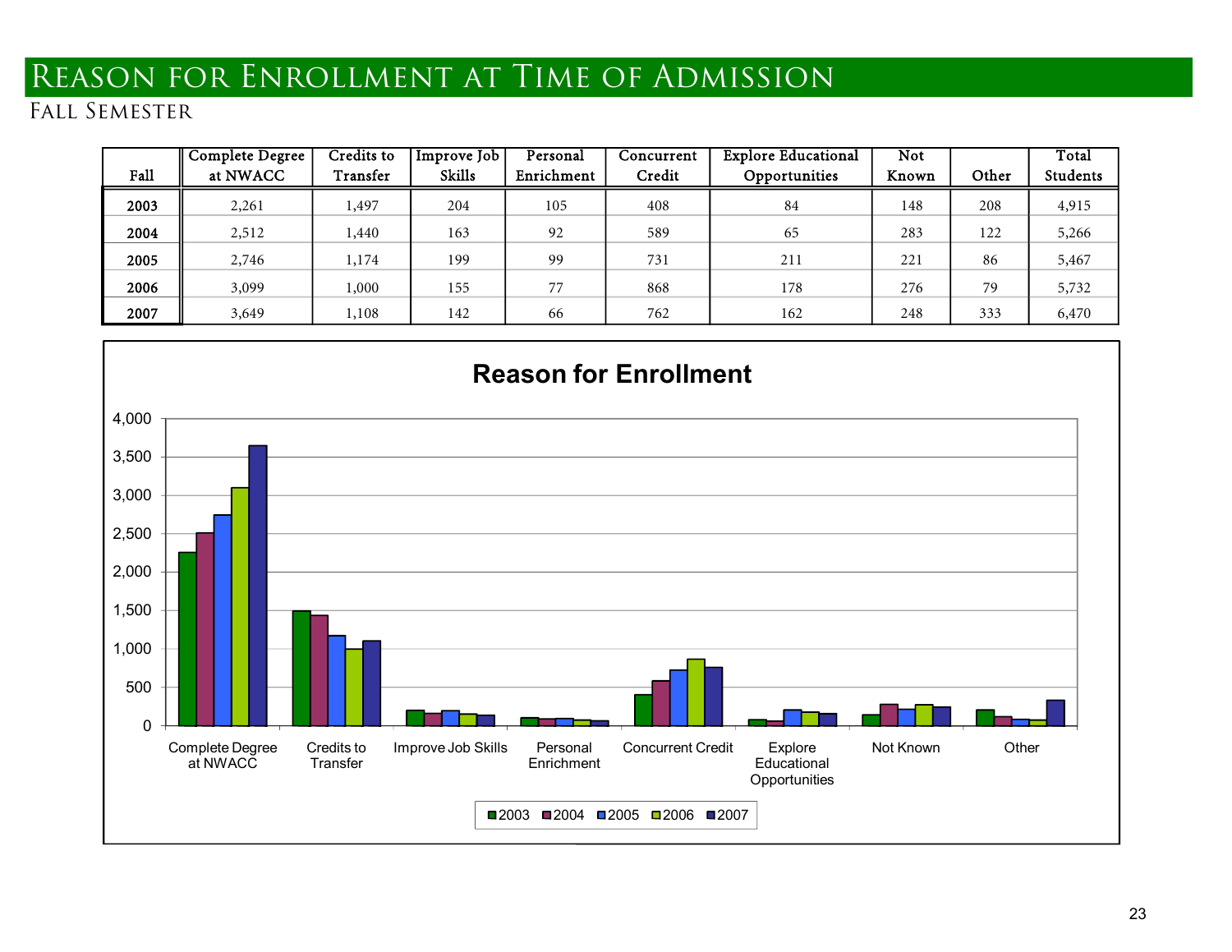# Reason for Enrollment at Time of Admission

## Fall Semester

| Fall | Complete Degree at NWACC | Credits to Transfer | Improve Job Skills | Personal Enrichment | Concurrent Credit | Explore Educational Opportunities | Not Known | Other | Total Students |
|---|---|---|---|---|---|---|---|---|---|
| **2003** | 2,261 | 1,497 | 204 | 105 | 408 | 84 | 148 | 208 | 4,915 |
| **2004** | 2,512 | 1,440 | 163 | 92 | 589 | 65 | 283 | 122 | 5,266 |
| **2005** | 2,746 | 1,174 | 199 | 99 | 731 | 211 | 221 | 86 | 5,467 |
| **2006** | 3,099 | 1,000 | 155 | 77 | 868 | 178 | 276 | 79 | 5,732 |
| **2007** | 3,649 | 1,108 | 142 | 66 | 762 | 162 | 248 | 333 | 6,470 |

**Reason for Enrollment**

Y-axis: 0, 500, 1,000, 1,500, 2,000, 2,500, 3,000, 3,500, 4,000

Categories: Complete Degree at NWACC, Credits to Transfer, Improve Job Skills, Personal Enrichment, Concurrent Credit, Explore Educational Opportunities, Not Known, Other

Legend: 2003, 2004, 2005, 2006, 2007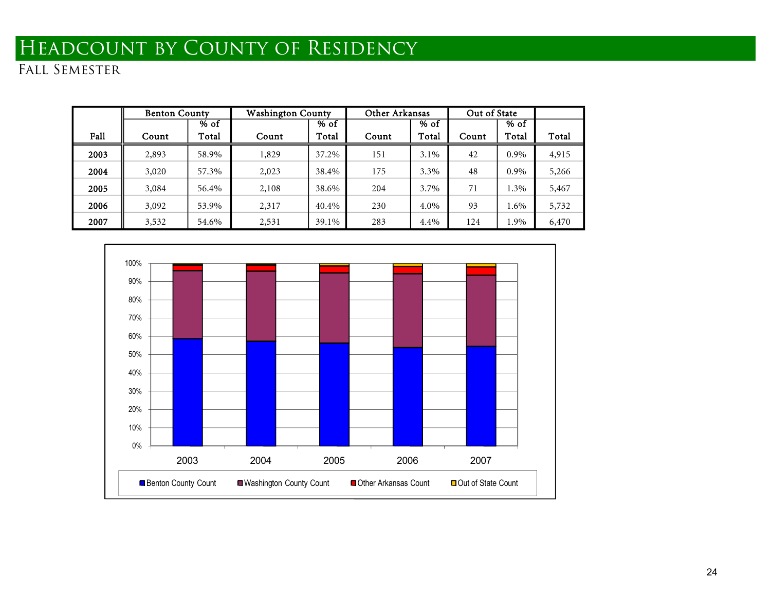# Headcount by County of Residency

## Fall Semester

| Fall | Benton County | | Washington County | | Other Arkansas | | Out of State | | |
|---|---|---|---|---|---|---|---|---|---|
| | Count | % of Total | Count | % of Total | Count | % of Total | Count | % of Total | Total |
| **2003** | 2,893 | 58.9% | 1,829 | 37.2% | 151 | 3.1% | 42 | 0.9% | 4,915 |
| **2004** | 3,020 | 57.3% | 2,023 | 38.4% | 175 | 3.3% | 48 | 0.9% | 5,266 |
| **2005** | 3,084 | 56.4% | 2,108 | 38.6% | 204 | 3.7% | 71 | 1.3% | 5,467 |
| **2006** | 3,092 | 53.9% | 2,317 | 40.4% | 230 | 4.0% | 93 | 1.6% | 5,732 |
| **2007** | 3,532 | 54.6% | 2,531 | 39.1% | 283 | 4.4% | 124 | 1.9% | 6,470 |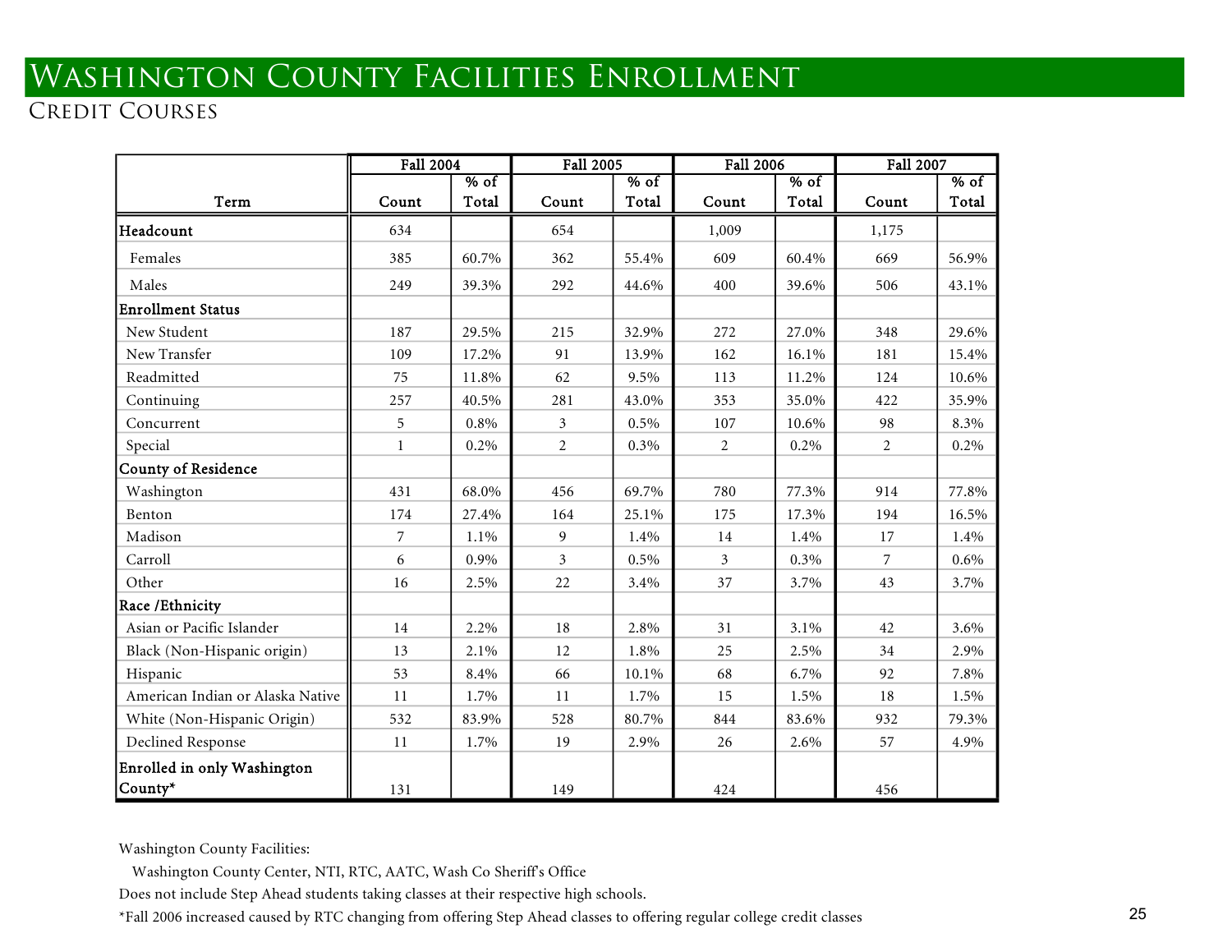# Washington County Facilities Enrollment

## Credit Courses

| Term | Fall 2004 | | Fall 2005 | | Fall 2006 | | Fall 2007 | |
|---|---|---|---|---|---|---|---|---|
| | Count | % of Total | Count | % of Total | Count | % of Total | Count | % of Total |
| **Headcount** | 634 | | 654 | | 1,009 | | 1,175 | |
| Females | 385 | 60.7% | 362 | 55.4% | 609 | 60.4% | 669 | 56.9% |
| Males | 249 | 39.3% | 292 | 44.6% | 400 | 39.6% | 506 | 43.1% |
| **Enrollment Status** | | | | | | | | |
| New Student | 187 | 29.5% | 215 | 32.9% | 272 | 27.0% | 348 | 29.6% |
| New Transfer | 109 | 17.2% | 91 | 13.9% | 162 | 16.1% | 181 | 15.4% |
| Readmitted | 75 | 11.8% | 62 | 9.5% | 113 | 11.2% | 124 | 10.6% |
| Continuing | 257 | 40.5% | 281 | 43.0% | 353 | 35.0% | 422 | 35.9% |
| Concurrent | 5 | 0.8% | 3 | 0.5% | 107 | 10.6% | 98 | 8.3% |
| Special | 1 | 0.2% | 2 | 0.3% | 2 | 0.2% | 2 | 0.2% |
| **County of Residence** | | | | | | | | |
| Washington | 431 | 68.0% | 456 | 69.7% | 780 | 77.3% | 914 | 77.8% |
| Benton | 174 | 27.4% | 164 | 25.1% | 175 | 17.3% | 194 | 16.5% |
| Madison | 7 | 1.1% | 9 | 1.4% | 14 | 1.4% | 17 | 1.4% |
| Carroll | 6 | 0.9% | 3 | 0.5% | 3 | 0.3% | 7 | 0.6% |
| Other | 16 | 2.5% | 22 | 3.4% | 37 | 3.7% | 43 | 3.7% |
| **Race /Ethnicity** | | | | | | | | |
| Asian or Pacific Islander | 14 | 2.2% | 18 | 2.8% | 31 | 3.1% | 42 | 3.6% |
| Black (Non-Hispanic origin) | 13 | 2.1% | 12 | 1.8% | 25 | 2.5% | 34 | 2.9% |
| Hispanic | 53 | 8.4% | 66 | 10.1% | 68 | 6.7% | 92 | 7.8% |
| American Indian or Alaska Native | 11 | 1.7% | 11 | 1.7% | 15 | 1.5% | 18 | 1.5% |
| White (Non-Hispanic Origin) | 532 | 83.9% | 528 | 80.7% | 844 | 83.6% | 932 | 79.3% |
| Declined Response | 11 | 1.7% | 19 | 2.9% | 26 | 2.6% | 57 | 4.9% |
| **Enrolled in only Washington County*** | 131 | | 149 | | 424 | | 456 | |

Washington County Facilities:

Washington County Center, NTI, RTC, AATC, Wash Co Sheriff's Office

Does not include Step Ahead students taking classes at their respective high schools.

*Fall 2006 increased caused by RTC changing from offering Step Ahead classes to offering regular college credit classes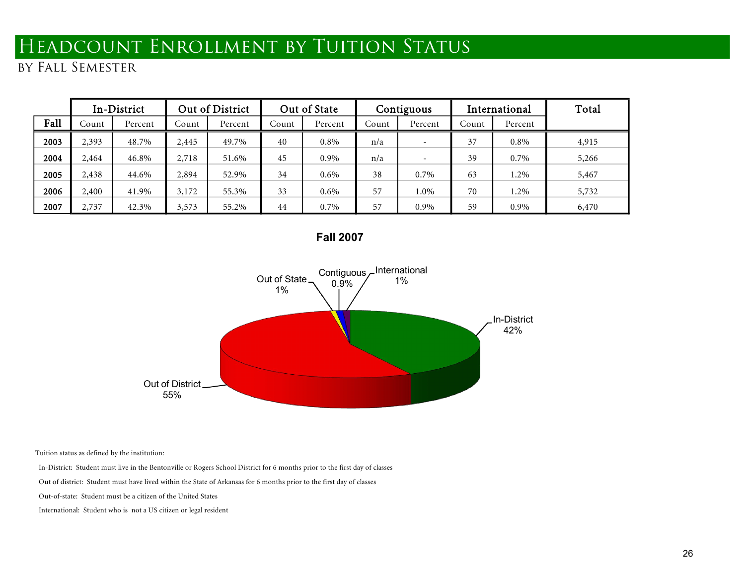# Headcount Enrollment by Tuition Status

## by Fall Semester

| | In-District | | Out of District | | Out of State | | Contiguous | | International | | Total |
|---|---|---|---|---|---|---|---|---|---|---|---|
| Fall | Count | Percent | Count | Percent | Count | Percent | Count | Percent | Count | Percent | |
| 2003 | 2,393 | 48.7% | 2,445 | 49.7% | 40 | 0.8% | n/a | - | 37 | 0.8% | 4,915 |
| 2004 | 2,464 | 46.8% | 2,718 | 51.6% | 45 | 0.9% | n/a | - | 39 | 0.7% | 5,266 |
| 2005 | 2,438 | 44.6% | 2,894 | 52.9% | 34 | 0.6% | 38 | 0.7% | 63 | 1.2% | 5,467 |
| 2006 | 2,400 | 41.9% | 3,172 | 55.3% | 33 | 0.6% | 57 | 1.0% | 70 | 1.2% | 5,732 |
| 2007 | 2,737 | 42.3% | 3,573 | 55.2% | 44 | 0.7% | 57 | 0.9% | 59 | 0.9% | 6,470 |

**Fall 2007**

Out of State 1%
Contiguous 0.9%
International 1%
In-District 42%
Out of District 55%

Tuition status as defined by the institution:

In-District: Student must live in the Bentonville or Rogers School District for 6 months prior to the first day of classes

Out of district: Student must have lived within the State of Arkansas for 6 months prior to the first day of classes

Out-of-state: Student must be a citizen of the United States

International: Student who is not a US citizen or legal resident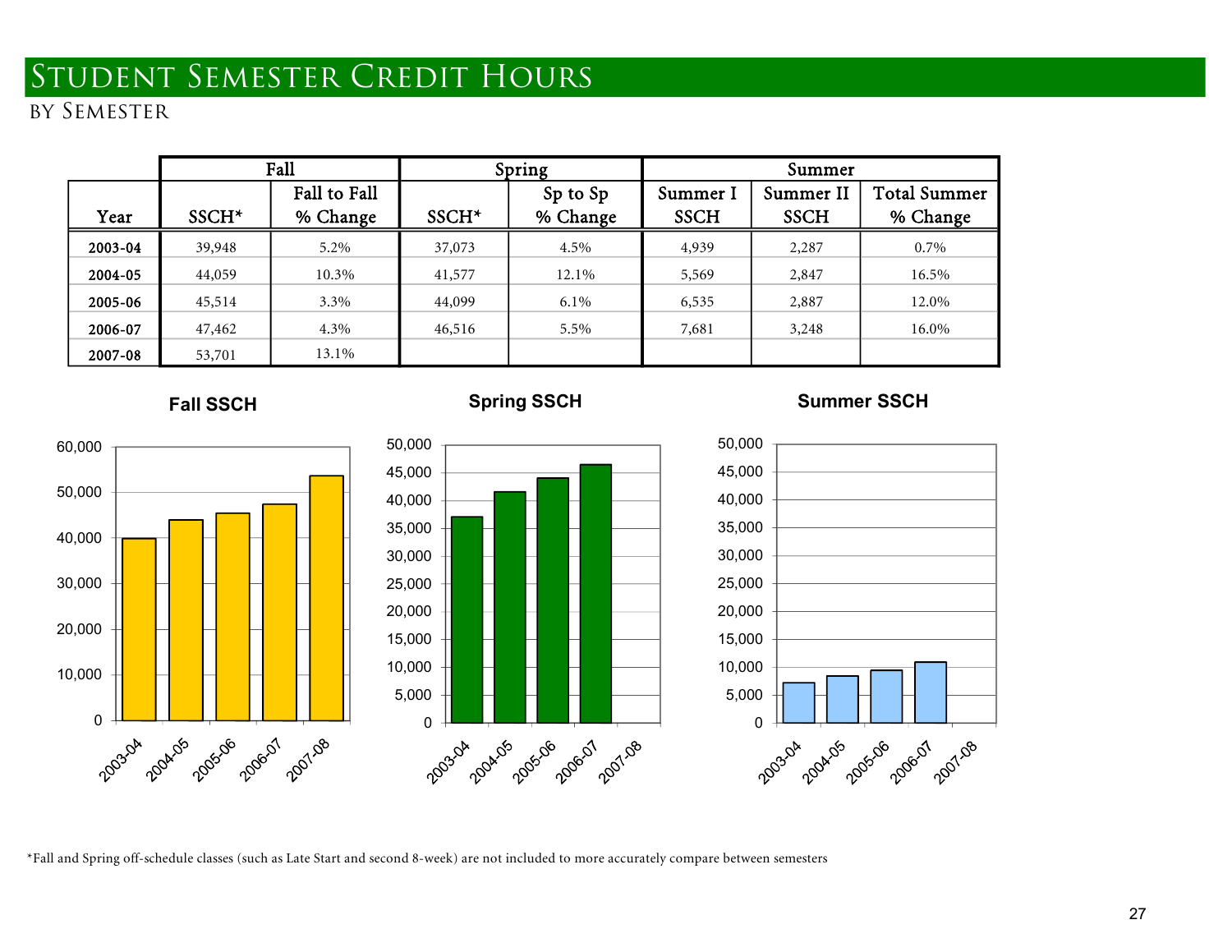# Student Semester Credit Hours

## by Semester

| | Fall | | Spring | | Summer | | |
|---|---|---|---|---|---|---|---|
| Year | SSCH* | Fall to Fall % Change | SSCH* | Sp to Sp % Change | Summer I SSCH | Summer II SSCH | Total Summer % Change |
| 2003-04 | 39,948 | 5.2% | 37,073 | 4.5% | 4,939 | 2,287 | 0.7% |
| 2004-05 | 44,059 | 10.3% | 41,577 | 12.1% | 5,569 | 2,847 | 16.5% |
| 2005-06 | 45,514 | 3.3% | 44,099 | 6.1% | 6,535 | 2,887 | 12.0% |
| 2006-07 | 47,462 | 4.3% | 46,516 | 5.5% | 7,681 | 3,248 | 16.0% |
| 2007-08 | 53,701 | 13.1% | | | | | |

**Fall SSCH**

**Spring SSCH**

**Summer SSCH**

*Fall and Spring off-schedule classes (such as Late Start and second 8-week) are not included to more accurately compare between semesters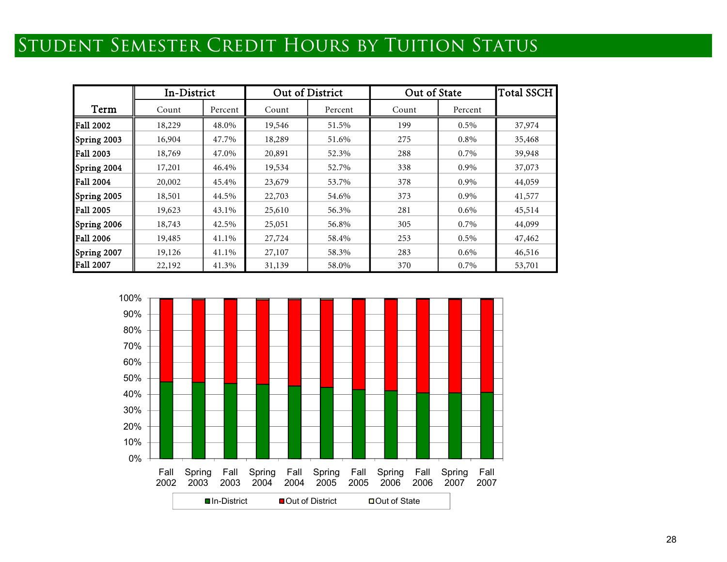# Student Semester Credit Hours by Tuition Status

| Term | In-District | | Out of District | | Out of State | | Total SSCH |
|---|---|---|---|---|---|---|---|
| | Count | Percent | Count | Percent | Count | Percent | |
| **Fall 2002** | 18,229 | 48.0% | 19,546 | 51.5% | 199 | 0.5% | 37,974 |
| **Spring 2003** | 16,904 | 47.7% | 18,289 | 51.6% | 275 | 0.8% | 35,468 |
| **Fall 2003** | 18,769 | 47.0% | 20,891 | 52.3% | 288 | 0.7% | 39,948 |
| **Spring 2004** | 17,201 | 46.4% | 19,534 | 52.7% | 338 | 0.9% | 37,073 |
| **Fall 2004** | 20,002 | 45.4% | 23,679 | 53.7% | 378 | 0.9% | 44,059 |
| **Spring 2005** | 18,501 | 44.5% | 22,703 | 54.6% | 373 | 0.9% | 41,577 |
| **Fall 2005** | 19,623 | 43.1% | 25,610 | 56.3% | 281 | 0.6% | 45,514 |
| **Spring 2006** | 18,743 | 42.5% | 25,051 | 56.8% | 305 | 0.7% | 44,099 |
| **Fall 2006** | 19,485 | 41.1% | 27,724 | 58.4% | 253 | 0.5% | 47,462 |
| **Spring 2007** | 19,126 | 41.1% | 27,107 | 58.3% | 283 | 0.6% | 46,516 |
| **Fall 2007** | 22,192 | 41.3% | 31,139 | 58.0% | 370 | 0.7% | 53,701 |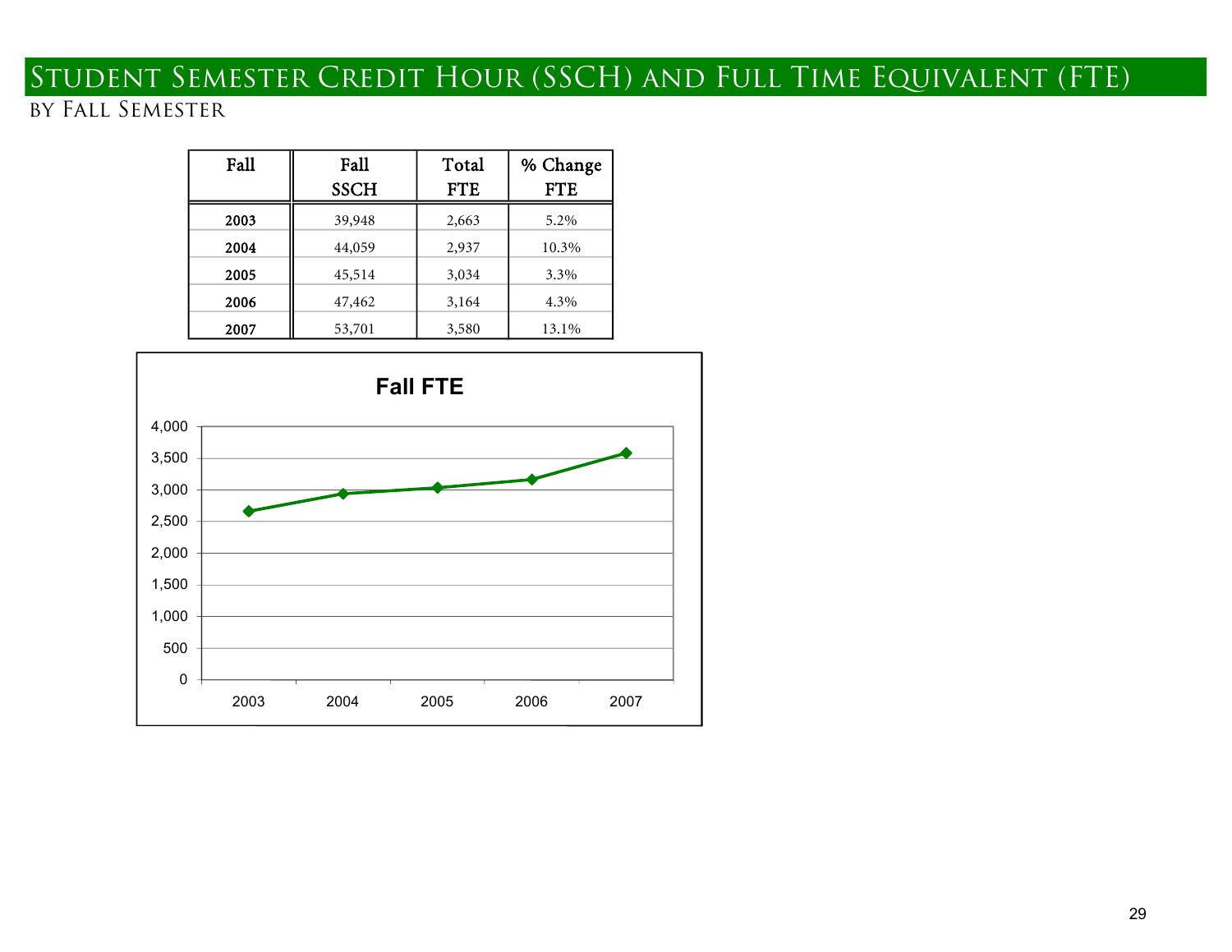# Student Semester Credit Hour (SSCH) and Full Time Equivalent (FTE)

## by Fall Semester

| Fall | Fall SSCH | Total FTE | % Change FTE |
|---|---|---|---|
| **2003** | 39,948 | 2,663 | 5.2% |
| **2004** | 44,059 | 2,937 | 10.3% |
| **2005** | 45,514 | 3,034 | 3.3% |
| **2006** | 47,462 | 3,164 | 4.3% |
| **2007** | 53,701 | 3,580 | 13.1% |

**Fall FTE**

| Year | FTE |
|---|---|
| 2003 | 2,663 |
| 2004 | 2,937 |
| 2005 | 3,034 |
| 2006 | 3,164 |
| 2007 | 3,580 |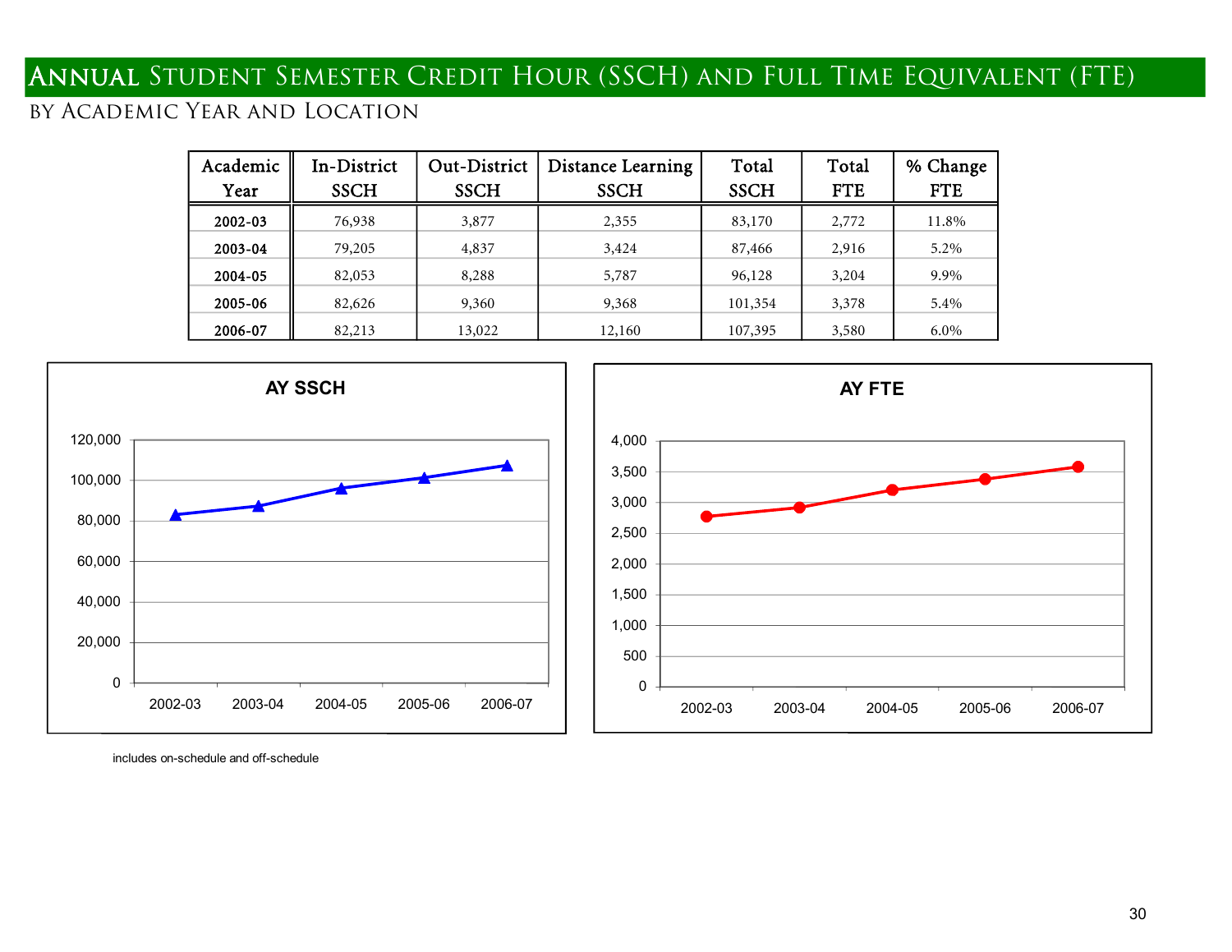# Annual Student Semester Credit Hour (SSCH) and Full Time Equivalent (FTE)

## by Academic Year and Location

| Academic Year | In-District SSCH | Out-District SSCH | Distance Learning SSCH | Total SSCH | Total FTE | % Change FTE |
|---|---|---|---|---|---|---|
| 2002-03 | 76,938 | 3,877 | 2,355 | 83,170 | 2,772 | 11.8% |
| 2003-04 | 79,205 | 4,837 | 3,424 | 87,466 | 2,916 | 5.2% |
| 2004-05 | 82,053 | 8,288 | 5,787 | 96,128 | 3,204 | 9.9% |
| 2005-06 | 82,626 | 9,360 | 9,368 | 101,354 | 3,378 | 5.4% |
| 2006-07 | 82,213 | 13,022 | 12,160 | 107,395 | 3,580 | 6.0% |

**AY SSCH**

**AY FTE**

includes on-schedule and off-schedule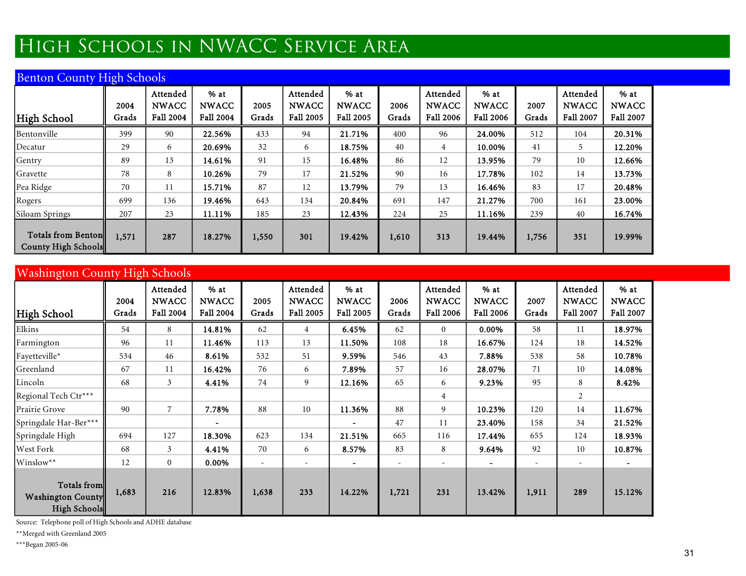# High Schools in NWACC Service Area

## Benton County High Schools

| High School | 2004 Grads | Attended NWACC Fall 2004 | % at NWACC Fall 2004 | 2005 Grads | Attended NWACC Fall 2005 | % at NWACC Fall 2005 | 2006 Grads | Attended NWACC Fall 2006 | % at NWACC Fall 2006 | 2007 Grads | Attended NWACC Fall 2007 | % at NWACC Fall 2007 |
|---|---|---|---|---|---|---|---|---|---|---|---|---|
| Bentonville | 399 | 90 | **22.56%** | 433 | 94 | **21.71%** | 400 | 96 | **24.00%** | 512 | 104 | **20.31%** |
| Decatur | 29 | 6 | **20.69%** | 32 | 6 | **18.75%** | 40 | 4 | **10.00%** | 41 | 5 | **12.20%** |
| Gentry | 89 | 13 | **14.61%** | 91 | 15 | **16.48%** | 86 | 12 | **13.95%** | 79 | 10 | **12.66%** |
| Gravette | 78 | 8 | **10.26%** | 79 | 17 | **21.52%** | 90 | 16 | **17.78%** | 102 | 14 | **13.73%** |
| Pea Ridge | 70 | 11 | **15.71%** | 87 | 12 | **13.79%** | 79 | 13 | **16.46%** | 83 | 17 | **20.48%** |
| Rogers | 699 | 136 | **19.46%** | 643 | 134 | **20.84%** | 691 | 147 | **21.27%** | 700 | 161 | **23.00%** |
| Siloam Springs | 207 | 23 | **11.11%** | 185 | 23 | **12.43%** | 224 | 25 | **11.16%** | 239 | 40 | **16.74%** |
| **Totals from Benton County High Schools** | **1,571** | **287** | **18.27%** | **1,550** | **301** | **19.42%** | **1,610** | **313** | **19.44%** | **1,756** | **351** | **19.99%** |

## Washington County High Schools

| High School | 2004 Grads | Attended NWACC Fall 2004 | % at NWACC Fall 2004 | 2005 Grads | Attended NWACC Fall 2005 | % at NWACC Fall 2005 | 2006 Grads | Attended NWACC Fall 2006 | % at NWACC Fall 2006 | 2007 Grads | Attended NWACC Fall 2007 | % at NWACC Fall 2007 |
|---|---|---|---|---|---|---|---|---|---|---|---|---|
| Elkins | 54 | 8 | **14.81%** | 62 | 4 | **6.45%** | 62 | 0 | **0.00%** | 58 | 11 | **18.97%** |
| Farmington | 96 | 11 | **11.46%** | 113 | 13 | **11.50%** | 108 | 18 | **16.67%** | 124 | 18 | **14.52%** |
| Fayetteville* | 534 | 46 | **8.61%** | 532 | 51 | **9.59%** | 546 | 43 | **7.88%** | 538 | 58 | **10.78%** |
| Greenland | 67 | 11 | **16.42%** | 76 | 6 | **7.89%** | 57 | 16 | **28.07%** | 71 | 10 | **14.08%** |
| Lincoln | 68 | 3 | **4.41%** | 74 | 9 | **12.16%** | 65 | 6 | **9.23%** | 95 | 8 | **8.42%** |
| Regional Tech Ctr*** | | | | | | | | 4 | | | 2 | |
| Prairie Grove | 90 | 7 | **7.78%** | 88 | 10 | **11.36%** | 88 | 9 | **10.23%** | 120 | 14 | **11.67%** |
| Springdale Har-Ber*** | | | **-** | | | **-** | 47 | 11 | **23.40%** | 158 | 34 | **21.52%** |
| Springdale High | 694 | 127 | **18.30%** | 623 | 134 | **21.51%** | 665 | 116 | **17.44%** | 655 | 124 | **18.93%** |
| West Fork | 68 | 3 | **4.41%** | 70 | 6 | **8.57%** | 83 | 8 | **9.64%** | 92 | 10 | **10.87%** |
| Winslow** | 12 | 0 | **0.00%** | - | - | **-** | - | - | **-** | - | - | **-** |
| **Totals from Washington County High Schools** | **1,683** | **216** | **12.83%** | **1,638** | **233** | **14.22%** | **1,721** | **231** | **13.42%** | **1,911** | **289** | **15.12%** |

Source: Telephone poll of High Schools and ADHE database

**Merged with Greenland 2005

***Began 2005-06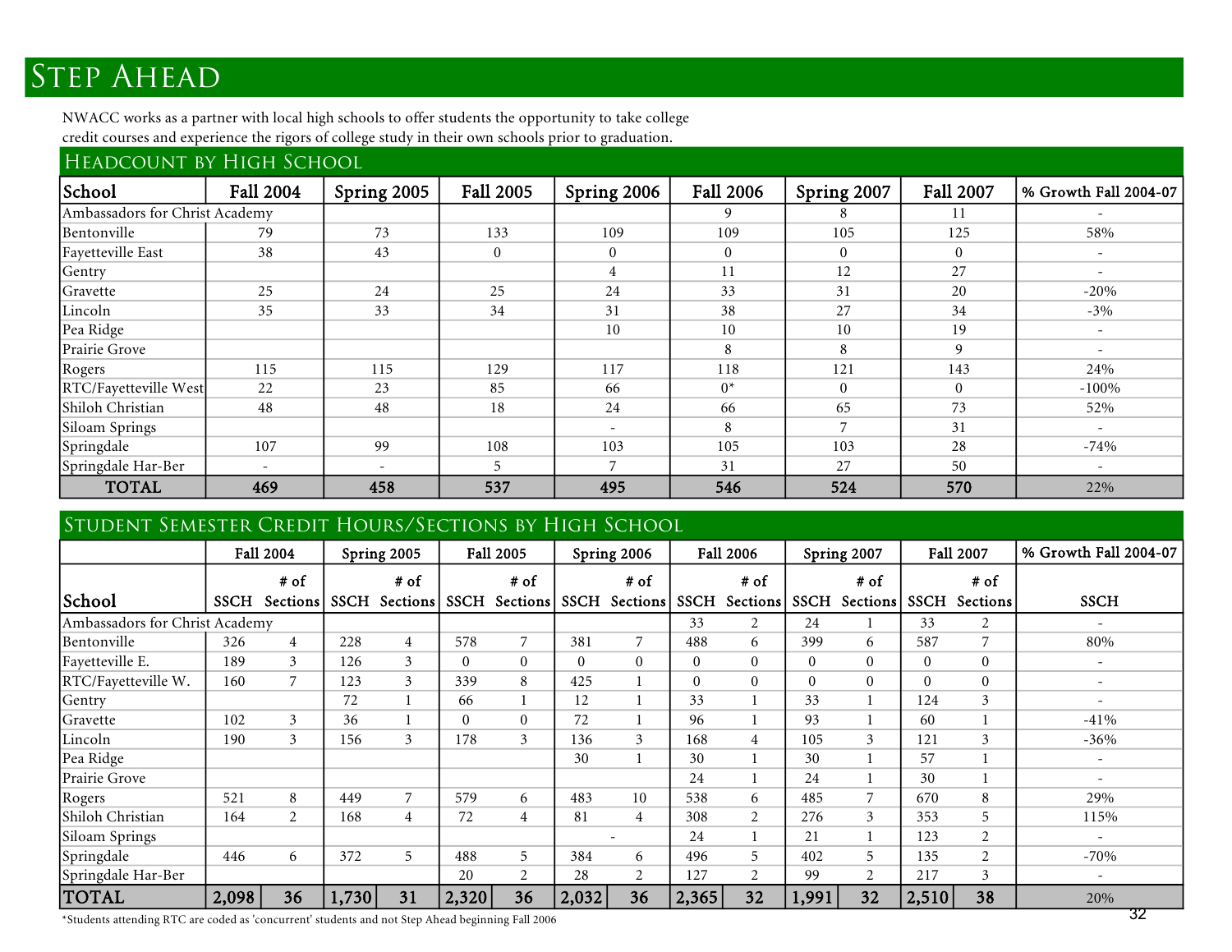# Step Ahead

NWACC works as a partner with local high schools to offer students the opportunity to take college credit courses and experience the rigors of college study in their own schools prior to graduation.

## Headcount by High School

| School | Fall 2004 | Spring 2005 | Fall 2005 | Spring 2006 | Fall 2006 | Spring 2007 | Fall 2007 | % Growth Fall 2004-07 |
|---|---|---|---|---|---|---|---|---|
| Ambassadors for Christ Academy | | | | | 9 | 8 | 11 | - |
| Bentonville | 79 | 73 | 133 | 109 | 109 | 105 | 125 | 58% |
| Fayetteville East | 38 | 43 | 0 | 0 | 0 | 0 | 0 | - |
| Gentry | | | | 4 | 11 | 12 | 27 | - |
| Gravette | 25 | 24 | 25 | 24 | 33 | 31 | 20 | -20% |
| Lincoln | 35 | 33 | 34 | 31 | 38 | 27 | 34 | -3% |
| Pea Ridge | | | | 10 | 10 | 10 | 19 | - |
| Prairie Grove | | | | | 8 | 8 | 9 | - |
| Rogers | 115 | 115 | 129 | 117 | 118 | 121 | 143 | 24% |
| RTC/Fayetteville West | 22 | 23 | 85 | 66 | 0* | 0 | 0 | -100% |
| Shiloh Christian | 48 | 48 | 18 | 24 | 66 | 65 | 73 | 52% |
| Siloam Springs | | | | - | 8 | 7 | 31 | - |
| Springdale | 107 | 99 | 108 | 103 | 105 | 103 | 28 | -74% |
| Springdale Har-Ber | - | - | 5 | 7 | 31 | 27 | 50 | - |
| **TOTAL** | **469** | **458** | **537** | **495** | **546** | **524** | **570** | 22% |

## Student Semester Credit Hours/Sections by High School

| | Fall 2004 | | Spring 2005 | | Fall 2005 | | Spring 2006 | | Fall 2006 | | Spring 2007 | | Fall 2007 | | % Growth Fall 2004-07 |
|---|---|---|---|---|---|---|---|---|---|---|---|---|---|---|---|
| School | SSCH | # of Sections | SSCH | # of Sections | SSCH | # of Sections | SSCH | # of Sections | SSCH | # of Sections | SSCH | # of Sections | SSCH | # of Sections | SSCH |
| Ambassadors for Christ Academy | | | | | | | | | 33 | 2 | 24 | 1 | 33 | 2 | - |
| Bentonville | 326 | 4 | 228 | 4 | 578 | 7 | 381 | 7 | 488 | 6 | 399 | 6 | 587 | 7 | 80% |
| Fayetteville E. | 189 | 3 | 126 | 3 | 0 | 0 | 0 | 0 | 0 | 0 | 0 | 0 | 0 | 0 | - |
| RTC/Fayetteville W. | 160 | 7 | 123 | 3 | 339 | 8 | 425 | 1 | 0 | 0 | 0 | 0 | 0 | 0 | - |
| Gentry | | | 72 | 1 | 66 | 1 | 12 | 1 | 33 | 1 | 33 | 1 | 124 | 3 | - |
| Gravette | 102 | 3 | 36 | 1 | 0 | 0 | 72 | 1 | 96 | 1 | 93 | 1 | 60 | 1 | -41% |
| Lincoln | 190 | 3 | 156 | 3 | 178 | 3 | 136 | 3 | 168 | 4 | 105 | 3 | 121 | 3 | -36% |
| Pea Ridge | | | | | | | 30 | 1 | 30 | 1 | 30 | 1 | 57 | 1 | - |
| Prairie Grove | | | | | | | | | 24 | 1 | 24 | 1 | 30 | 1 | - |
| Rogers | 521 | 8 | 449 | 7 | 579 | 6 | 483 | 10 | 538 | 6 | 485 | 7 | 670 | 8 | 29% |
| Shiloh Christian | 164 | 2 | 168 | 4 | 72 | 4 | 81 | 4 | 308 | 2 | 276 | 3 | 353 | 5 | 115% |
| Siloam Springs | | | | | | | - | | 24 | 1 | 21 | 1 | 123 | 2 | - |
| Springdale | 446 | 6 | 372 | 5 | 488 | 5 | 384 | 6 | 496 | 5 | 402 | 5 | 135 | 2 | -70% |
| Springdale Har-Ber | | | | | 20 | 2 | 28 | 2 | 127 | 2 | 99 | 2 | 217 | 3 | - |
| **TOTAL** | **2,098** | **36** | **1,730** | **31** | **2,320** | **36** | **2,032** | **36** | **2,365** | **32** | **1,991** | **32** | **2,510** | **38** | 20% |

*Students attending RTC are coded as 'concurrent' students and not Step Ahead beginning Fall 2006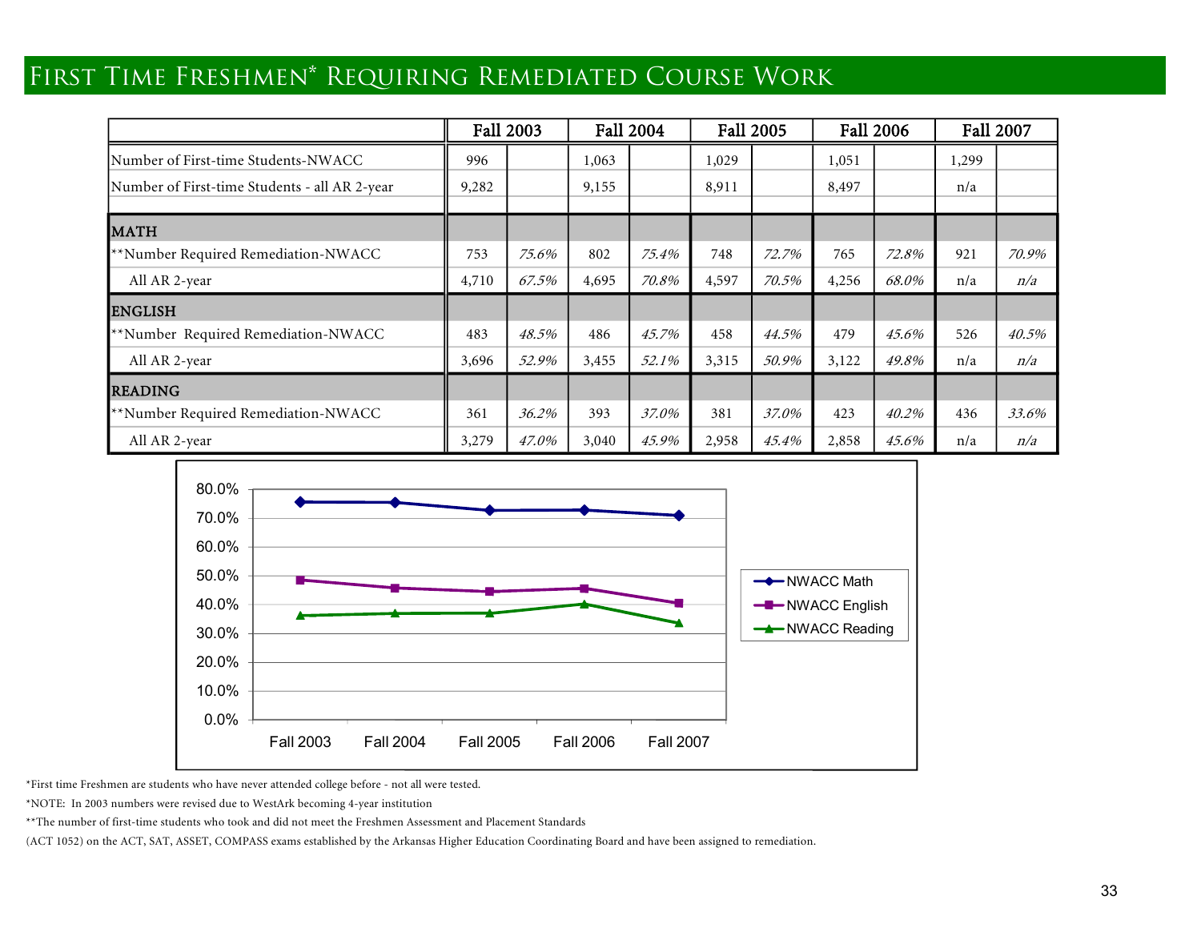# First Time Freshmen* Requiring Remediated Course Work

| | Fall 2003 | | Fall 2004 | | Fall 2005 | | Fall 2006 | | Fall 2007 | |
|---|---|---|---|---|---|---|---|---|---|---|
| Number of First-time Students-NWACC | 996 | | 1,063 | | 1,029 | | 1,051 | | 1,299 | |
| Number of First-time Students - all AR 2-year | 9,282 | | 9,155 | | 8,911 | | 8,497 | | n/a | |
| **MATH** | | | | | | | | | | |
| **Number Required Remediation-NWACC | 753 | *75.6%* | 802 | *75.4%* | 748 | *72.7%* | 765 | *72.8%* | 921 | *70.9%* |
| All AR 2-year | 4,710 | *67.5%* | 4,695 | *70.8%* | 4,597 | *70.5%* | 4,256 | *68.0%* | n/a | *n/a* |
| **ENGLISH** | | | | | | | | | | |
| **Number Required Remediation-NWACC | 483 | *48.5%* | 486 | *45.7%* | 458 | *44.5%* | 479 | *45.6%* | 526 | *40.5%* |
| All AR 2-year | 3,696 | *52.9%* | 3,455 | *52.1%* | 3,315 | *50.9%* | 3,122 | *49.8%* | n/a | *n/a* |
| **READING** | | | | | | | | | | |
| **Number Required Remediation-NWACC | 361 | *36.2%* | 393 | *37.0%* | 381 | *37.0%* | 423 | *40.2%* | 436 | *33.6%* |
| All AR 2-year | 3,279 | *47.0%* | 3,040 | *45.9%* | 2,958 | *45.4%* | 2,858 | *45.6%* | n/a | *n/a* |

*First time Freshmen are students who have never attended college before - not all were tested.

*NOTE: In 2003 numbers were revised due to WestArk becoming 4-year institution

**The number of first-time students who took and did not meet the Freshmen Assessment and Placement Standards (ACT 1052) on the ACT, SAT, ASSET, COMPASS exams established by the Arkansas Higher Education Coordinating Board and have been assigned to remediation.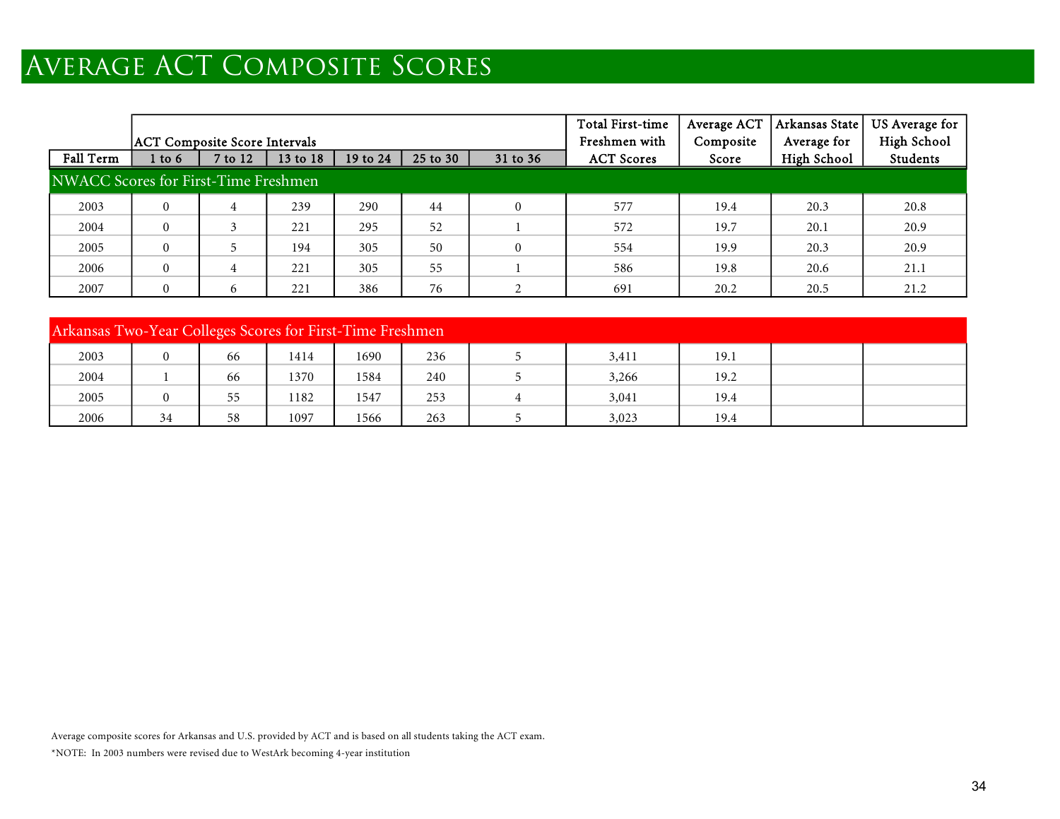# Average ACT Composite Scores

| | ACT Composite Score Intervals | | | | | | Total First-time Freshmen with ACT Scores | Average ACT Composite Score | Arkansas State Average for High School | US Average for High School Students |
|---|---|---|---|---|---|---|---|---|---|---|
| Fall Term | 1 to 6 | 7 to 12 | 13 to 18 | 19 to 24 | 25 to 30 | 31 to 36 | | | | |
| **NWACC Scores for First-Time Freshmen** | | | | | | | | | | |
| 2003 | 0 | 4 | 239 | 290 | 44 | 0 | 577 | 19.4 | 20.3 | 20.8 |
| 2004 | 0 | 3 | 221 | 295 | 52 | 1 | 572 | 19.7 | 20.1 | 20.9 |
| 2005 | 0 | 5 | 194 | 305 | 50 | 0 | 554 | 19.9 | 20.3 | 20.9 |
| 2006 | 0 | 4 | 221 | 305 | 55 | 1 | 586 | 19.8 | 20.6 | 21.1 |
| 2007 | 0 | 6 | 221 | 386 | 76 | 2 | 691 | 20.2 | 20.5 | 21.2 |
| **Arkansas Two-Year Colleges Scores for First-Time Freshmen** | | | | | | | | | | |
| 2003 | 0 | 66 | 1414 | 1690 | 236 | 5 | 3,411 | 19.1 | | |
| 2004 | 1 | 66 | 1370 | 1584 | 240 | 5 | 3,266 | 19.2 | | |
| 2005 | 0 | 55 | 1182 | 1547 | 253 | 4 | 3,041 | 19.4 | | |
| 2006 | 34 | 58 | 1097 | 1566 | 263 | 5 | 3,023 | 19.4 | | |

Average composite scores for Arkansas and U.S. provided by ACT and is based on all students taking the ACT exam.

*NOTE: In 2003 numbers were revised due to WestArk becoming 4-year institution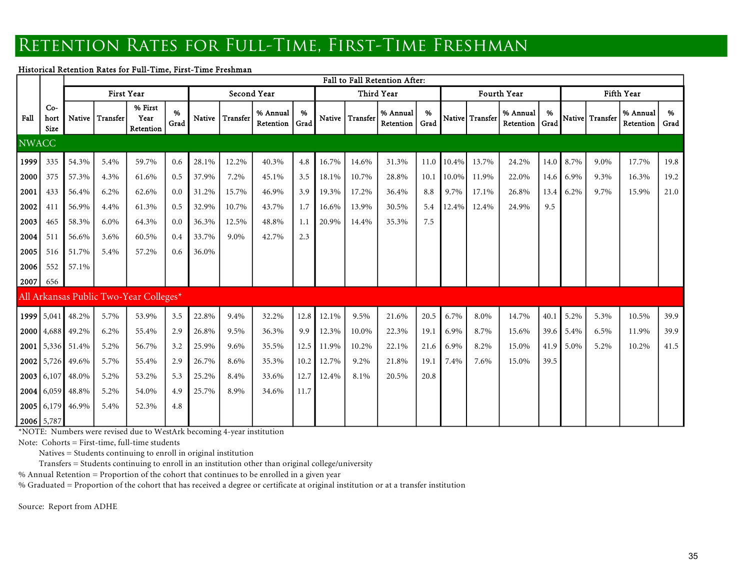# Retention Rates for Full-Time, First-Time Freshman

**Historical Retention Rates for Full-Time, First-Time Freshman**

| Fall | Co-hort Size | Fall to Fall Retention After: First Year | | | | Second Year | | | | Third Year | | | | Fourth Year | | | | Fifth Year | | | |
|---|---|---|---|---|---|---|---|---|---|---|---|---|---|---|---|---|---|---|---|---|---|
| | | Native | Transfer | % First Year Retention | % Grad | Native | Transfer | % Annual Retention | % Grad | Native | Transfer | % Annual Retention | % Grad | Native | Transfer | % Annual Retention | % Grad | Native | Transfer | % Annual Retention | % Grad |
| **NWACC** | | | | | | | | | | | | | | | | | | | | | |
| **1999** | 335 | 54.3% | 5.4% | 59.7% | 0.6 | 28.1% | 12.2% | 40.3% | 4.8 | 16.7% | 14.6% | 31.3% | 11.0 | 10.4% | 13.7% | 24.2% | 14.0 | 8.7% | 9.0% | 17.7% | 19.8 |
| **2000** | 375 | 57.3% | 4.3% | 61.6% | 0.5 | 37.9% | 7.2% | 45.1% | 3.5 | 18.1% | 10.7% | 28.8% | 10.1 | 10.0% | 11.9% | 22.0% | 14.6 | 6.9% | 9.3% | 16.3% | 19.2 |
| **2001** | 433 | 56.4% | 6.2% | 62.6% | 0.0 | 31.2% | 15.7% | 46.9% | 3.9 | 19.3% | 17.2% | 36.4% | 8.8 | 9.7% | 17.1% | 26.8% | 13.4 | 6.2% | 9.7% | 15.9% | 21.0 |
| **2002** | 411 | 56.9% | 4.4% | 61.3% | 0.5 | 32.9% | 10.7% | 43.7% | 1.7 | 16.6% | 13.9% | 30.5% | 5.4 | 12.4% | 12.4% | 24.9% | 9.5 | | | | |
| **2003** | 465 | 58.3% | 6.0% | 64.3% | 0.0 | 36.3% | 12.5% | 48.8% | 1.1 | 20.9% | 14.4% | 35.3% | 7.5 | | | | | | | | |
| **2004** | 511 | 56.6% | 3.6% | 60.5% | 0.4 | 33.7% | 9.0% | 42.7% | 2.3 | | | | | | | | | | | | |
| **2005** | 516 | 51.7% | 5.4% | 57.2% | 0.6 | 36.0% | | | | | | | | | | | | | | | |
| **2006** | 552 | 57.1% | | | | | | | | | | | | | | | | | | | |
| **2007** | 656 | | | | | | | | | | | | | | | | | | | | |
| **All Arkansas Public Two-Year Colleges*** | | | | | | | | | | | | | | | | | | | | | |
| **1999** | 5,041 | 48.2% | 5.7% | 53.9% | 3.5 | 22.8% | 9.4% | 32.2% | 12.8 | 12.1% | 9.5% | 21.6% | 20.5 | 6.7% | 8.0% | 14.7% | 40.1 | 5.2% | 5.3% | 10.5% | 39.9 |
| **2000** | 4,688 | 49.2% | 6.2% | 55.4% | 2.9 | 26.8% | 9.5% | 36.3% | 9.9 | 12.3% | 10.0% | 22.3% | 19.1 | 6.9% | 8.7% | 15.6% | 39.6 | 5.4% | 6.5% | 11.9% | 39.9 |
| **2001** | 5,336 | 51.4% | 5.2% | 56.7% | 3.2 | 25.9% | 9.6% | 35.5% | 12.5 | 11.9% | 10.2% | 22.1% | 21.6 | 6.9% | 8.2% | 15.0% | 41.9 | 5.0% | 5.2% | 10.2% | 41.5 |
| **2002** | 5,726 | 49.6% | 5.7% | 55.4% | 2.9 | 26.7% | 8.6% | 35.3% | 10.2 | 12.7% | 9.2% | 21.8% | 19.1 | 7.4% | 7.6% | 15.0% | 39.5 | | | | |
| **2003** | 6,107 | 48.0% | 5.2% | 53.2% | 5.3 | 25.2% | 8.4% | 33.6% | 12.7 | 12.4% | 8.1% | 20.5% | 20.8 | | | | | | | | |
| **2004** | 6,059 | 48.8% | 5.2% | 54.0% | 4.9 | 25.7% | 8.9% | 34.6% | 11.7 | | | | | | | | | | | | |
| **2005** | 6,179 | 46.9% | 5.4% | 52.3% | 4.8 | | | | | | | | | | | | | | | | |
| **2006** | 5,787 | | | | | | | | | | | | | | | | | | | | |

*NOTE: Numbers were revised due to WestArk becoming 4-year institution

Note: Cohorts = First-time, full-time students

Natives = Students continuing to enroll in original institution

Transfers = Students continuing to enroll in an institution other than original college/university

% Annual Retention = Proportion of the cohort that continues to be enrolled in a given year

% Graduated = Proportion of the cohort that has received a degree or certificate at original institution or at a transfer institution

Source: Report from ADHE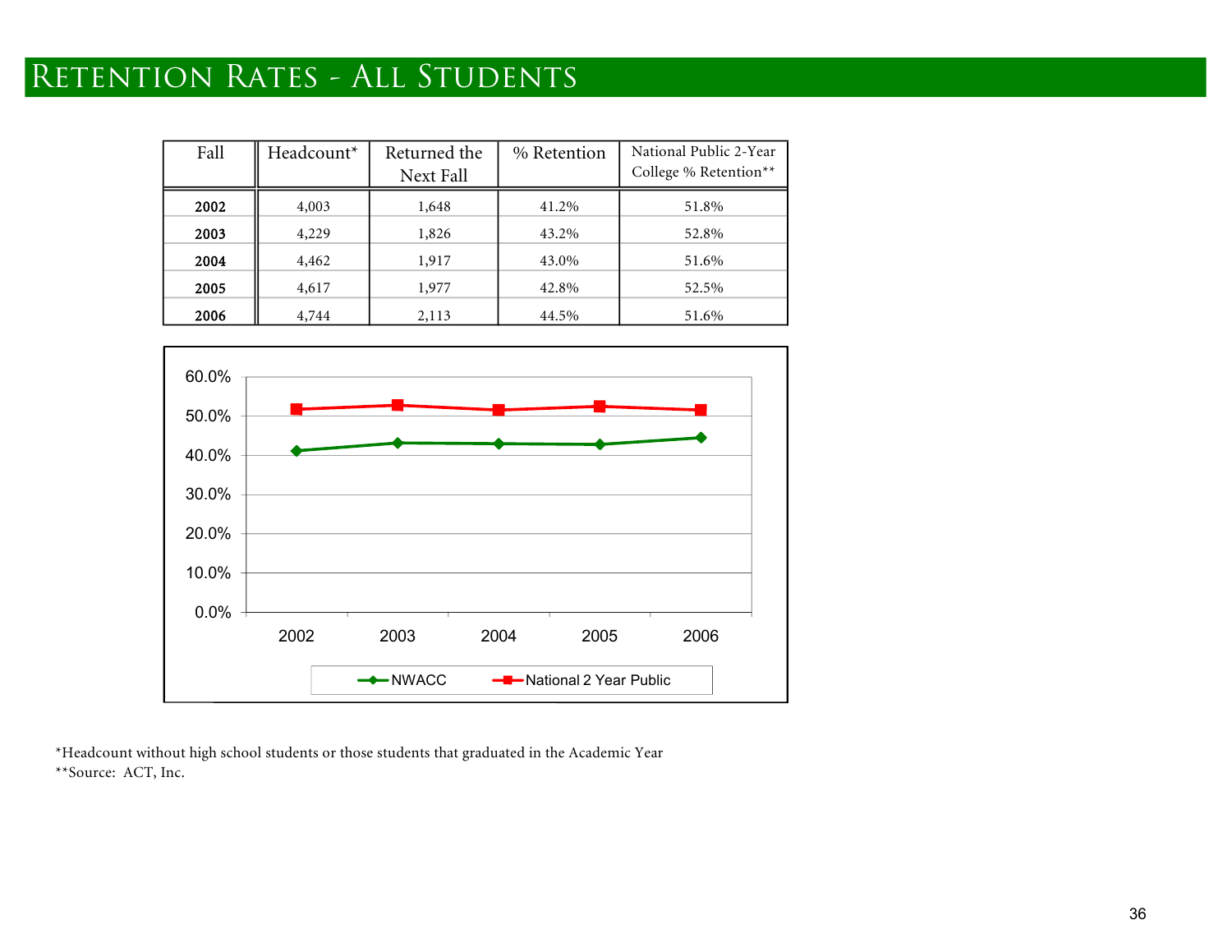# Retention Rates - All Students

| Fall | Headcount* | Returned the Next Fall | % Retention | National Public 2-Year College % Retention** |
|---|---|---|---|---|
| **2002** | 4,003 | 1,648 | 41.2% | 51.8% |
| **2003** | 4,229 | 1,826 | 43.2% | 52.8% |
| **2004** | 4,462 | 1,917 | 43.0% | 51.6% |
| **2005** | 4,617 | 1,977 | 42.8% | 52.5% |
| **2006** | 4,744 | 2,113 | 44.5% | 51.6% |

*Headcount without high school students or those students that graduated in the Academic Year
**Source: ACT, Inc.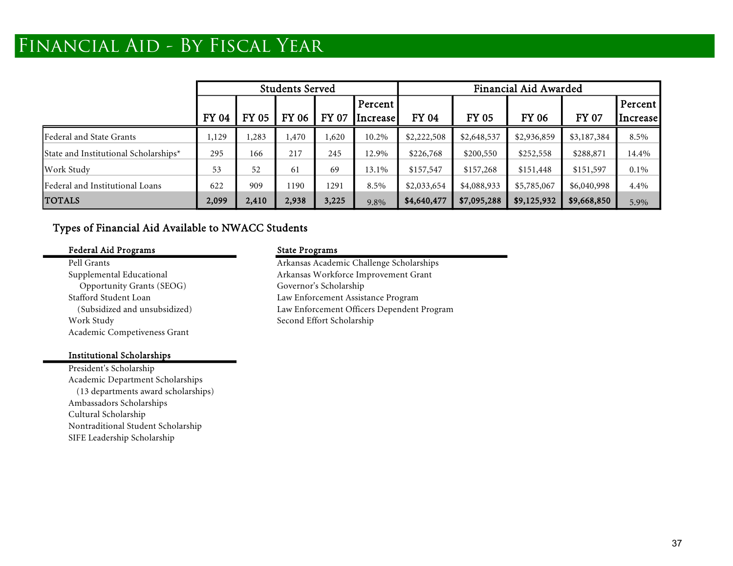# Financial Aid - By Fiscal Year

| | Students Served | | | | | Financial Aid Awarded | | | | |
|---|---|---|---|---|---|---|---|---|---|---|
| | FY 04 | FY 05 | FY 06 | FY 07 | Percent Increase | FY 04 | FY 05 | FY 06 | FY 07 | Percent Increase |
| Federal and State Grants | 1,129 | 1,283 | 1,470 | 1,620 | 10.2% | $2,222,508 | $2,648,537 | $2,936,859 | $3,187,384 | 8.5% |
| State and Institutional Scholarships* | 295 | 166 | 217 | 245 | 12.9% | $226,768 | $200,550 | $252,558 | $288,871 | 14.4% |
| Work Study | 53 | 52 | 61 | 69 | 13.1% | $157,547 | $157,268 | $151,448 | $151,597 | 0.1% |
| Federal and Institutional Loans | 622 | 909 | 1190 | 1291 | 8.5% | $2,033,654 | $4,088,933 | $5,785,067 | $6,040,998 | 4.4% |
| **TOTALS** | **2,099** | **2,410** | **2,938** | **3,225** | 9.8% | **$4,640,477** | **$7,095,288** | **$9,125,932** | **$9,668,850** | 5.9% |

## Types of Financial Aid Available to NWACC Students

**Federal Aid Programs**

- Pell Grants
- Supplemental Educational Opportunity Grants (SEOG)
- Stafford Student Loan (Subsidized and unsubsidized)
- Work Study
- Academic Competiveness Grant

**Institutional Scholarships**

- President's Scholarship
- Academic Department Scholarships (13 departments award scholarships)
- Ambassadors Scholarships
- Cultural Scholarship
- Nontraditional Student Scholarship
- SIFE Leadership Scholarship

**State Programs**

- Arkansas Academic Challenge Scholarships
- Arkansas Workforce Improvement Grant
- Governor's Scholarship
- Law Enforcement Assistance Program
- Law Enforcement Officers Dependent Program
- Second Effort Scholarship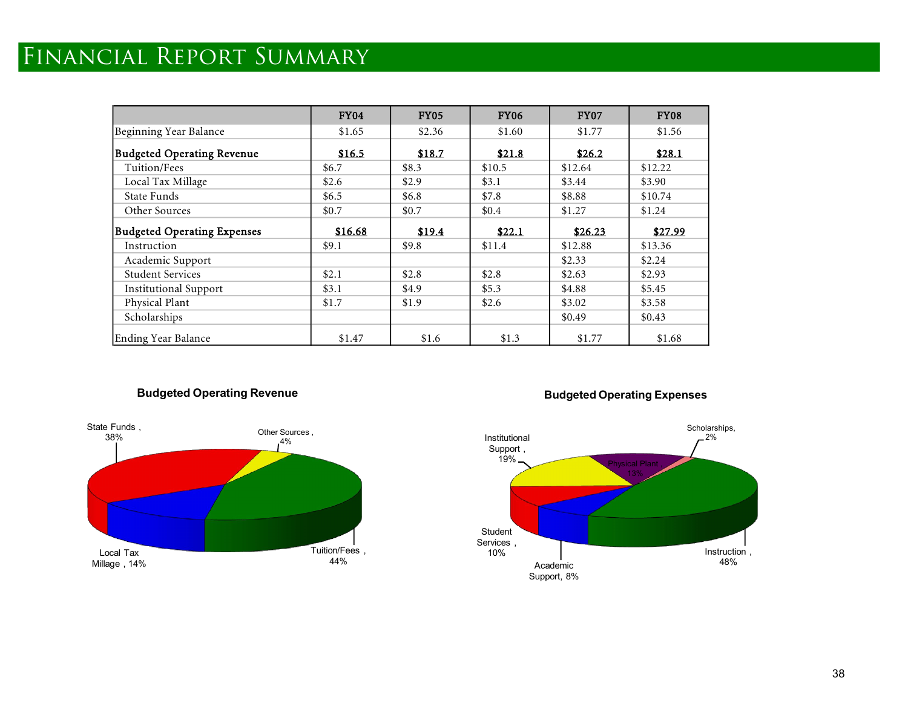# Financial Report Summary

| | FY04 | FY05 | FY06 | FY07 | FY08 |
|---|---|---|---|---|---|
| Beginning Year Balance | $1.65 | $2.36 | $1.60 | $1.77 | $1.56 |
| **Budgeted Operating Revenue** | **$16.5** | **$18.7** | **$21.8** | **$26.2** | **$28.1** |
| Tuition/Fees | $6.7 | $8.3 | $10.5 | $12.64 | $12.22 |
| Local Tax Millage | $2.6 | $2.9 | $3.1 | $3.44 | $3.90 |
| State Funds | $6.5 | $6.8 | $7.8 | $8.88 | $10.74 |
| Other Sources | $0.7 | $0.7 | $0.4 | $1.27 | $1.24 |
| **Budgeted Operating Expenses** | **$16.68** | **$19.4** | **$22.1** | **$26.23** | **$27.99** |
| Instruction | $9.1 | $9.8 | $11.4 | $12.88 | $13.36 |
| Academic Support | | | | $2.33 | $2.24 |
| Student Services | $2.1 | $2.8 | $2.8 | $2.63 | $2.93 |
| Institutional Support | $3.1 | $4.9 | $5.3 | $4.88 | $5.45 |
| Physical Plant | $1.7 | $1.9 | $2.6 | $3.02 | $3.58 |
| Scholarships | | | | $0.49 | $0.43 |
| Ending Year Balance | $1.47 | $1.6 | $1.3 | $1.77 | $1.68 |

**Budgeted Operating Revenue**

- Tuition/Fees, 44%
- State Funds, 38%
- Local Tax Millage, 14%
- Other Sources, 4%

**Budgeted Operating Expenses**

- Instruction, 48%
- Institutional Support, 19%
- Physical Plant, 13%
- Student Services, 10%
- Academic Support, 8%
- Scholarships, 2%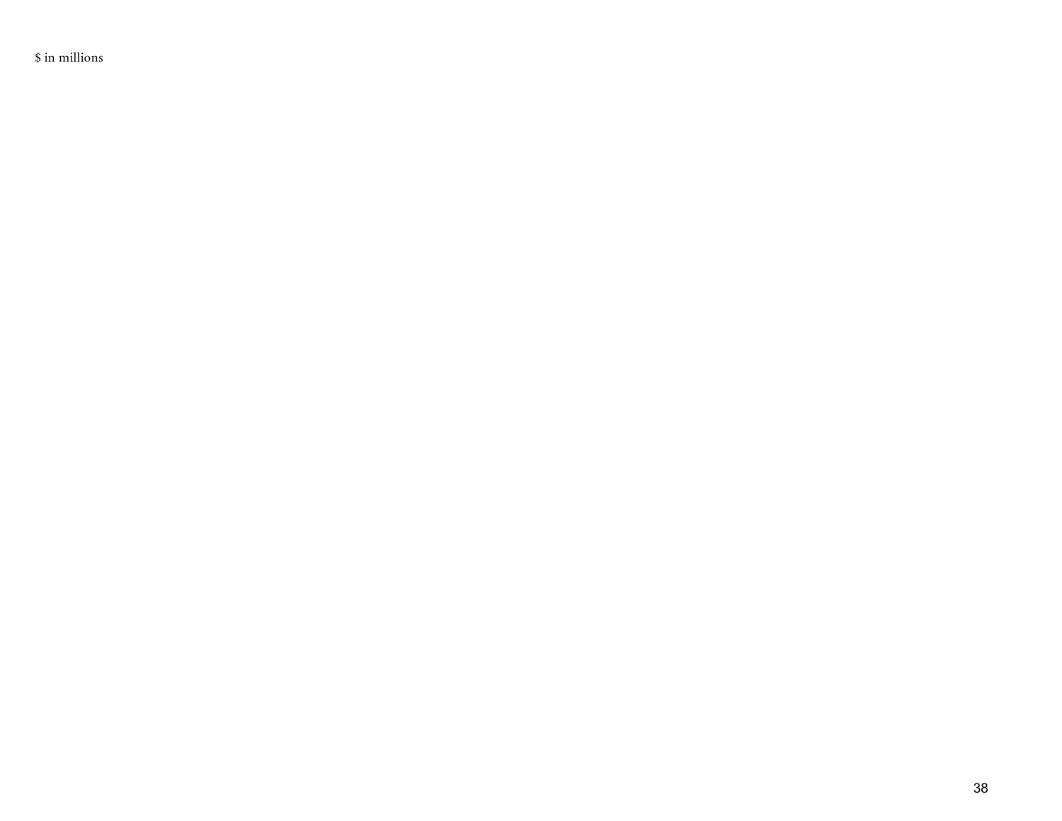$ in millions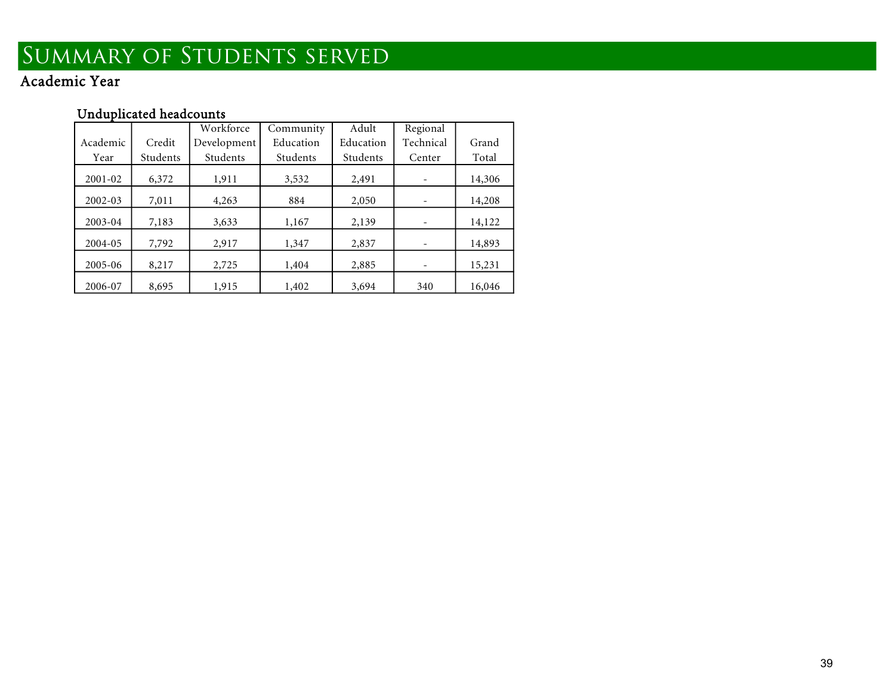# Summary of Students served

## Academic Year

### Unduplicated headcounts

| Academic Year | Credit Students | Workforce Development Students | Community Education Students | Adult Education Students | Regional Technical Center | Grand Total |
|---|---|---|---|---|---|---|
| 2001-02 | 6,372 | 1,911 | 3,532 | 2,491 | - | 14,306 |
| 2002-03 | 7,011 | 4,263 | 884 | 2,050 | - | 14,208 |
| 2003-04 | 7,183 | 3,633 | 1,167 | 2,139 | - | 14,122 |
| 2004-05 | 7,792 | 2,917 | 1,347 | 2,837 | - | 14,893 |
| 2005-06 | 8,217 | 2,725 | 1,404 | 2,885 | - | 15,231 |
| 2006-07 | 8,695 | 1,915 | 1,402 | 3,694 | 340 | 16,046 |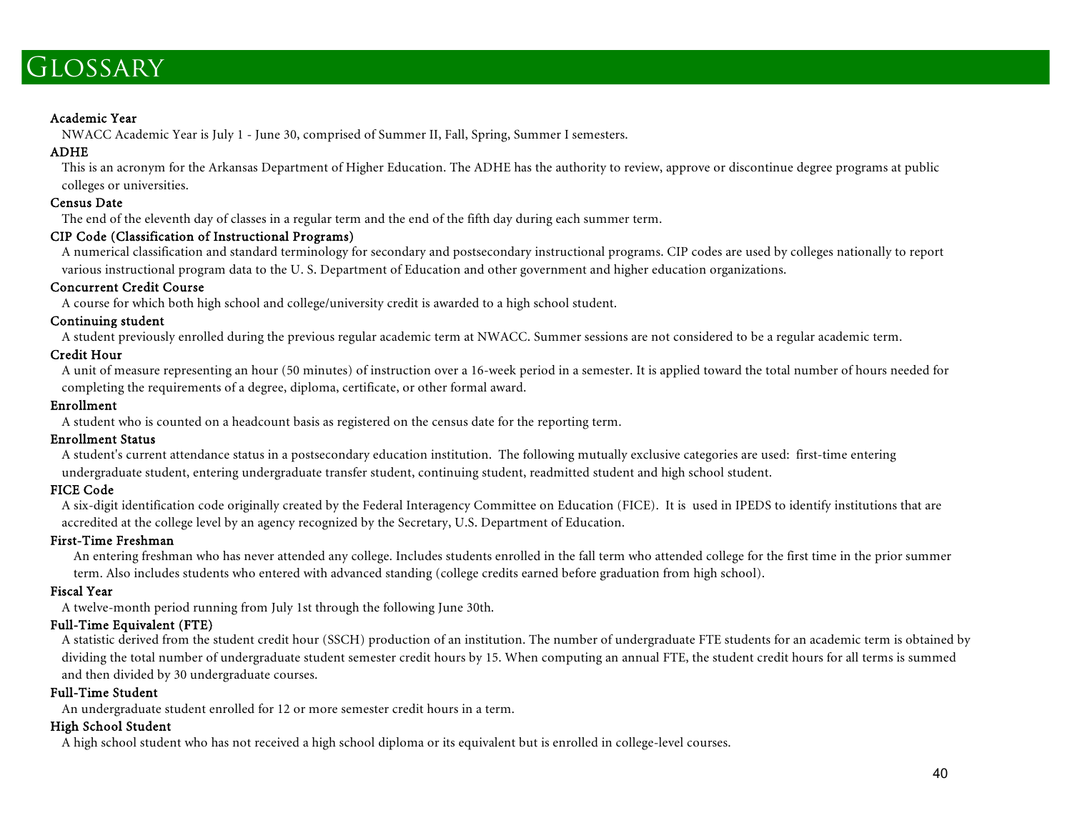# Glossary

**Academic Year**

NWACC Academic Year is July 1 - June 30, comprised of Summer II, Fall, Spring, Summer I semesters.

**ADHE**

This is an acronym for the Arkansas Department of Higher Education. The ADHE has the authority to review, approve or discontinue degree programs at public colleges or universities.

**Census Date**

The end of the eleventh day of classes in a regular term and the end of the fifth day during each summer term.

**CIP Code (Classification of Instructional Programs)**

A numerical classification and standard terminology for secondary and postsecondary instructional programs. CIP codes are used by colleges nationally to report various instructional program data to the U. S. Department of Education and other government and higher education organizations.

**Concurrent Credit Course**

A course for which both high school and college/university credit is awarded to a high school student.

**Continuing student**

A student previously enrolled during the previous regular academic term at NWACC. Summer sessions are not considered to be a regular academic term.

**Credit Hour**

A unit of measure representing an hour (50 minutes) of instruction over a 16-week period in a semester. It is applied toward the total number of hours needed for completing the requirements of a degree, diploma, certificate, or other formal award.

**Enrollment**

A student who is counted on a headcount basis as registered on the census date for the reporting term.

**Enrollment Status**

A student's current attendance status in a postsecondary education institution. The following mutually exclusive categories are used: first-time entering undergraduate student, entering undergraduate transfer student, continuing student, readmitted student and high school student.

**FICE Code**

A six-digit identification code originally created by the Federal Interagency Committee on Education (FICE). It is used in IPEDS to identify institutions that are accredited at the college level by an agency recognized by the Secretary, U.S. Department of Education.

**First-Time Freshman**

An entering freshman who has never attended any college. Includes students enrolled in the fall term who attended college for the first time in the prior summer term. Also includes students who entered with advanced standing (college credits earned before graduation from high school).

**Fiscal Year**

A twelve-month period running from July 1st through the following June 30th.

**Full-Time Equivalent (FTE)**

A statistic derived from the student credit hour (SSCH) production of an institution. The number of undergraduate FTE students for an academic term is obtained by dividing the total number of undergraduate student semester credit hours by 15. When computing an annual FTE, the student credit hours for all terms is summed and then divided by 30 undergraduate courses.

**Full-Time Student**

An undergraduate student enrolled for 12 or more semester credit hours in a term.

**High School Student**

A high school student who has not received a high school diploma or its equivalent but is enrolled in college-level courses.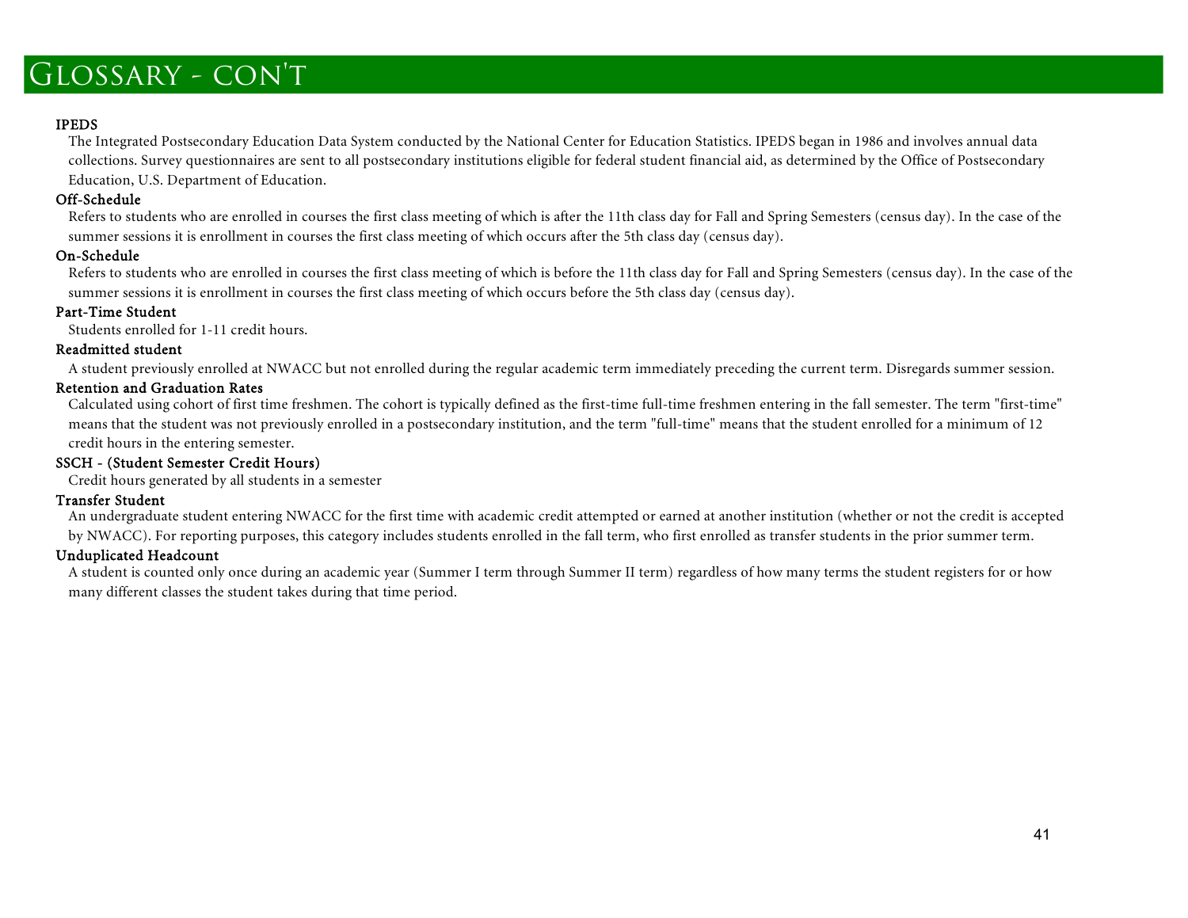# Glossary - con't

**IPEDS**

The Integrated Postsecondary Education Data System conducted by the National Center for Education Statistics. IPEDS began in 1986 and involves annual data collections. Survey questionnaires are sent to all postsecondary institutions eligible for federal student financial aid, as determined by the Office of Postsecondary Education, U.S. Department of Education.

**Off-Schedule**

Refers to students who are enrolled in courses the first class meeting of which is after the 11th class day for Fall and Spring Semesters (census day). In the case of the summer sessions it is enrollment in courses the first class meeting of which occurs after the 5th class day (census day).

**On-Schedule**

Refers to students who are enrolled in courses the first class meeting of which is before the 11th class day for Fall and Spring Semesters (census day). In the case of the summer sessions it is enrollment in courses the first class meeting of which occurs before the 5th class day (census day).

**Part-Time Student**

Students enrolled for 1-11 credit hours.

**Readmitted student**

A student previously enrolled at NWACC but not enrolled during the regular academic term immediately preceding the current term. Disregards summer session.

**Retention and Graduation Rates**

Calculated using cohort of first time freshmen. The cohort is typically defined as the first-time full-time freshmen entering in the fall semester. The term "first-time" means that the student was not previously enrolled in a postsecondary institution, and the term "full-time" means that the student enrolled for a minimum of 12 credit hours in the entering semester.

**SSCH - (Student Semester Credit Hours)**

Credit hours generated by all students in a semester

**Transfer Student**

An undergraduate student entering NWACC for the first time with academic credit attempted or earned at another institution (whether or not the credit is accepted by NWACC). For reporting purposes, this category includes students enrolled in the fall term, who first enrolled as transfer students in the prior summer term.

**Unduplicated Headcount**

A student is counted only once during an academic year (Summer I term through Summer II term) regardless of how many terms the student registers for or how many different classes the student takes during that time period.